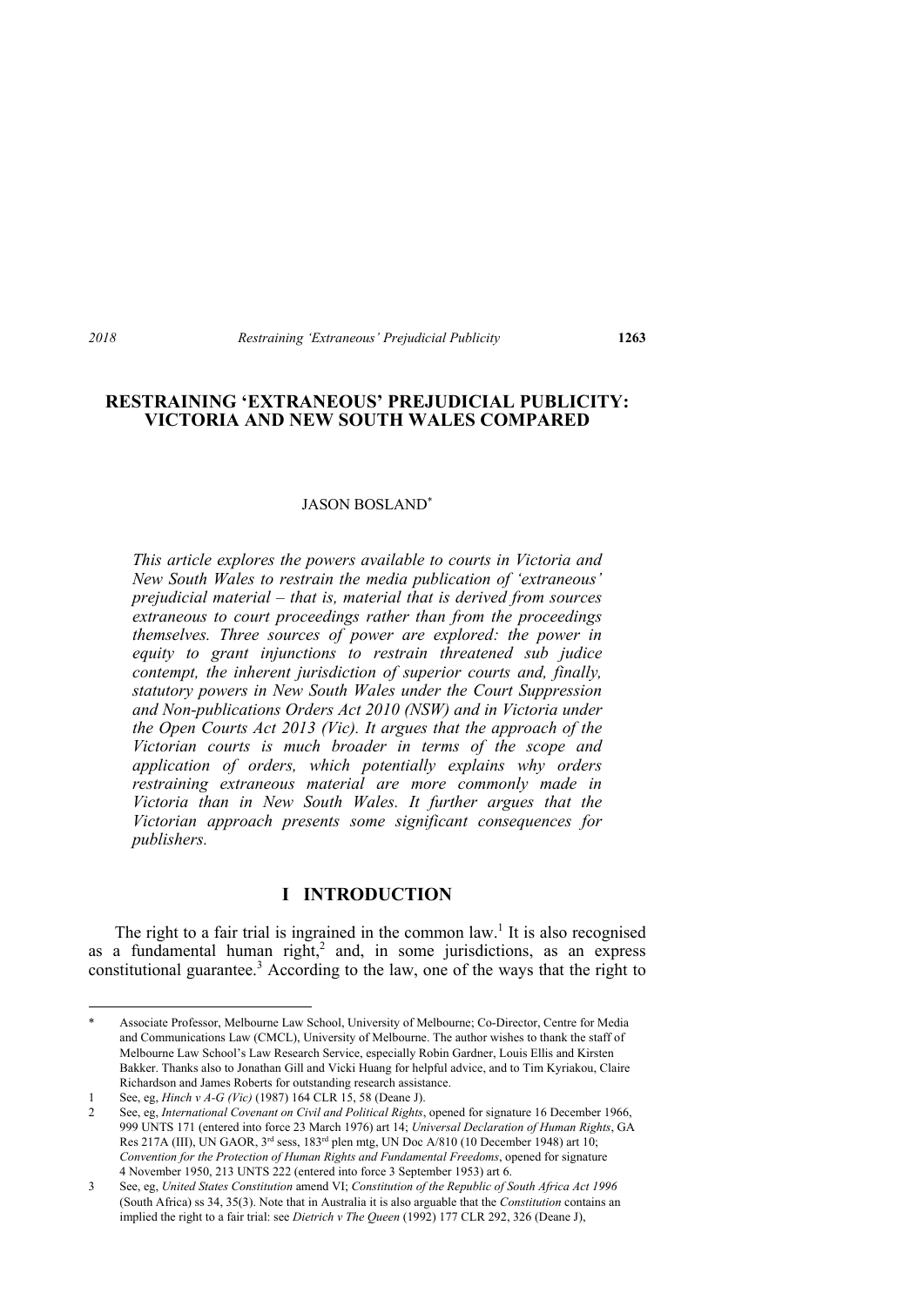# RESTRAINING 'EXTRANEOUS' PREJUDICIAL PUBLICITY: VICTORIA AND NEW SOUTH WALES COMPARED

JASON BOSLAND*

*This article explores the powers available to courts in Victoria and New South Wales to restrain the media publication of 'extraneous' prejudicial material – that is, material that is derived from sources extraneous to court proceedings rather than from the proceedings themselves. Three sources of power are explored: the power in equity to grant injunctions to restrain threatened sub judice contempt, the inherent jurisdiction of superior courts and, finally, statutory powers in New South Wales under the Court Suppression and Non-publications Orders Act 2010 (NSW) and in Victoria under the Open Courts Act 2013 (Vic). It argues that the approach of the Victorian courts is much broader in terms of the scope and application of orders, which potentially explains why orders restraining extraneous material are more commonly made in Victoria than in New South Wales. It further argues that the Victorian approach presents some significant consequences for publishers.*

## I INTRODUCTION

The right to a fair trial is ingrained in the common law.[1] It is also recognised as a fundamental human right,[2] and, in some jurisdictions, as an express constitutional guarantee.[3] According to the law, one of the ways that the right to

---

\* Associate Professor, Melbourne Law School, University of Melbourne; Co-Director, Centre for Media and Communications Law (CMCL), University of Melbourne. The author wishes to thank the staff of Melbourne Law School's Law Research Service, especially Robin Gardner, Louis Ellis and Kirsten Bakker. Thanks also to Jonathan Gill and Vicki Huang for helpful advice, and to Tim Kyriakou, Claire Richardson and James Roberts for outstanding research assistance.

1 See, eg, *Hinch v A-G (Vic)* (1987) 164 CLR 15, 58 (Deane J).

2 See, eg, *International Covenant on Civil and Political Rights*, opened for signature 16 December 1966, 999 UNTS 171 (entered into force 23 March 1976) art 14; *Universal Declaration of Human Rights*, GA Res 217A (III), UN GAOR, 3rd sess, 183rd plen mtg, UN Doc A/810 (10 December 1948) art 10; *Convention for the Protection of Human Rights and Fundamental Freedoms*, opened for signature 4 November 1950, 213 UNTS 222 (entered into force 3 September 1953) art 6.

3 See, eg, *United States Constitution* amend VI; *Constitution of the Republic of South Africa Act 1996* (South Africa) ss 34, 35(3). Note that in Australia it is also arguable that the *Constitution* contains an implied the right to a fair trial: see *Dietrich v The Queen* (1992) 177 CLR 292, 326 (Deane J),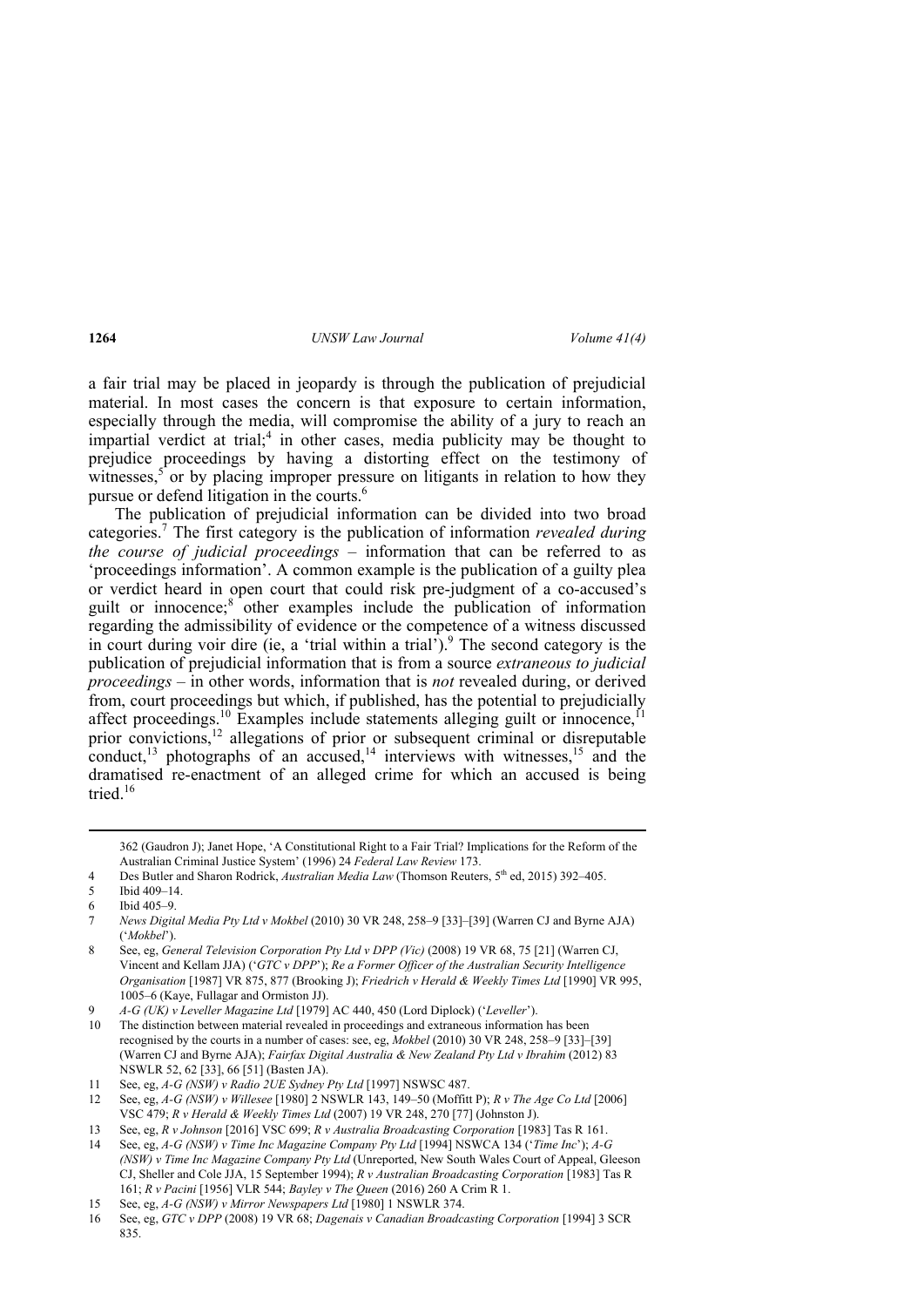a fair trial may be placed in jeopardy is through the publication of prejudicial material. In most cases the concern is that exposure to certain information, especially through the media, will compromise the ability of a jury to reach an impartial verdict at trial;[4] in other cases, media publicity may be thought to prejudice proceedings by having a distorting effect on the testimony of witnesses,[5] or by placing improper pressure on litigants in relation to how they pursue or defend litigation in the courts.[6]

The publication of prejudicial information can be divided into two broad categories.[7] The first category is the publication of information *revealed during the course of judicial proceedings* – information that can be referred to as 'proceedings information'. A common example is the publication of a guilty plea or verdict heard in open court that could risk pre-judgment of a co-accused's guilt or innocence;[8] other examples include the publication of information regarding the admissibility of evidence or the competence of a witness discussed in court during voir dire (ie, a 'trial within a trial').[9] The second category is the publication of prejudicial information that is from a source *extraneous to judicial proceedings* – in other words, information that is *not* revealed during, or derived from, court proceedings but which, if published, has the potential to prejudicially affect proceedings.[10] Examples include statements alleging guilt or innocence,[11] prior convictions,[12] allegations of prior or subsequent criminal or disreputable conduct,[13] photographs of an accused,[14] interviews with witnesses,[15] and the dramatised re-enactment of an alleged crime for which an accused is being tried.[16]

---

362 (Gaudron J); Janet Hope, 'A Constitutional Right to a Fair Trial? Implications for the Reform of the Australian Criminal Justice System' (1996) 24 *Federal Law Review* 173.

4 Des Butler and Sharon Rodrick, *Australian Media Law* (Thomson Reuters, 5th ed, 2015) 392–405.

5 Ibid 409–14.

6 Ibid 405–9.

7 *News Digital Media Pty Ltd v Mokbel* (2010) 30 VR 248, 258–9 [33]–[39] (Warren CJ and Byrne AJA) ('*Mokbel*').

8 See, eg, *General Television Corporation Pty Ltd v DPP (Vic)* (2008) 19 VR 68, 75 [21] (Warren CJ, Vincent and Kellam JJA) ('*GTC v DPP*'); *Re a Former Officer of the Australian Security Intelligence Organisation* [1987] VR 875, 877 (Brooking J); *Friedrich v Herald & Weekly Times Ltd* [1990] VR 995, 1005–6 (Kaye, Fullagar and Ormiston JJ).

9 *A-G (UK) v Leveller Magazine Ltd* [1979] AC 440, 450 (Lord Diplock) ('*Leveller*').

10 The distinction between material revealed in proceedings and extraneous information has been recognised by the courts in a number of cases: see, eg, *Mokbel* (2010) 30 VR 248, 258–9 [33]–[39] (Warren CJ and Byrne AJA); *Fairfax Digital Australia & New Zealand Pty Ltd v Ibrahim* (2012) 83 NSWLR 52, 62 [33], 66 [51] (Basten JA).

11 See, eg, *A-G (NSW) v Radio 2UE Sydney Pty Ltd* [1997] NSWSC 487.

12 See, eg, *A-G (NSW) v Willesee* [1980] 2 NSWLR 143, 149–50 (Moffitt P); *R v The Age Co Ltd* [2006] VSC 479; *R v Herald & Weekly Times Ltd* (2007) 19 VR 248, 270 [77] (Johnston J).

13 See, eg, *R v Johnson* [2016] VSC 699; *R v Australia Broadcasting Corporation* [1983] Tas R 161.

14 See, eg, *A-G (NSW) v Time Inc Magazine Company Pty Ltd* [1994] NSWCA 134 ('*Time Inc*'); *A-G (NSW) v Time Inc Magazine Company Pty Ltd* (Unreported, New South Wales Court of Appeal, Gleeson CJ, Sheller and Cole JJA, 15 September 1994); *R v Australian Broadcasting Corporation* [1983] Tas R 161; *R v Pacini* [1956] VLR 544; *Bayley v The Queen* (2016) 260 A Crim R 1.

15 See, eg, *A-G (NSW) v Mirror Newspapers Ltd* [1980] 1 NSWLR 374.

16 See, eg, *GTC v DPP* (2008) 19 VR 68; *Dagenais v Canadian Broadcasting Corporation* [1994] 3 SCR 835.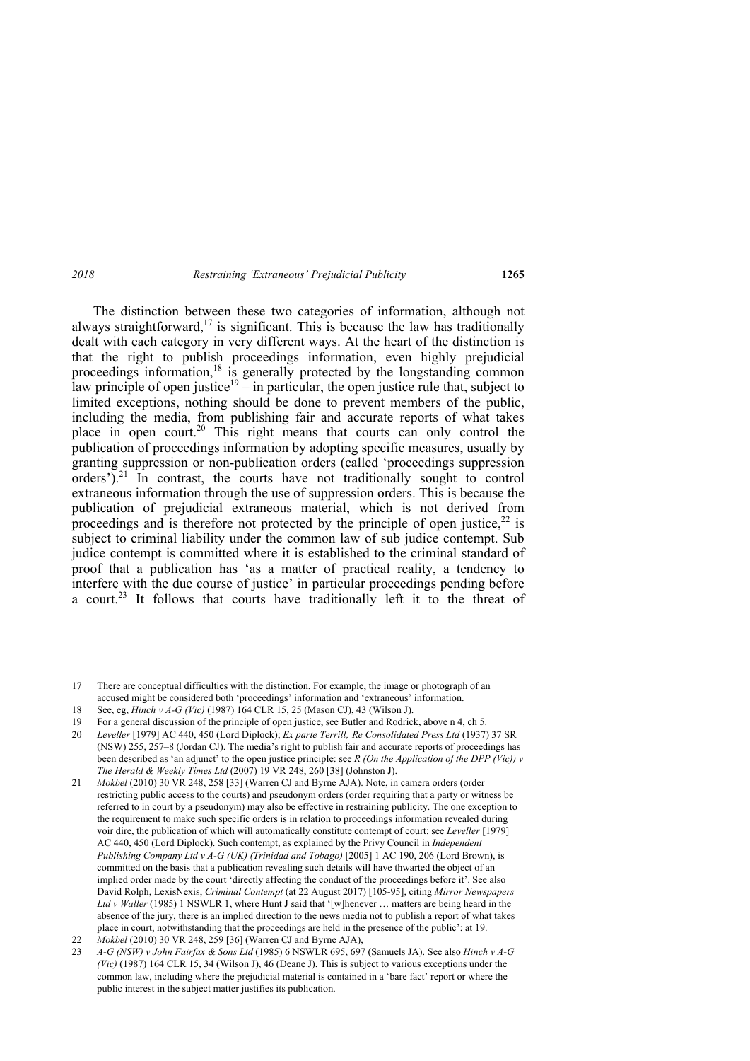The distinction between these two categories of information, although not always straightforward,[17] is significant. This is because the law has traditionally dealt with each category in very different ways. At the heart of the distinction is that the right to publish proceedings information, even highly prejudicial proceedings information,[18] is generally protected by the longstanding common law principle of open justice[19] – in particular, the open justice rule that, subject to limited exceptions, nothing should be done to prevent members of the public, including the media, from publishing fair and accurate reports of what takes place in open court.[20] This right means that courts can only control the publication of proceedings information by adopting specific measures, usually by granting suppression or non-publication orders (called 'proceedings suppression orders').[21] In contrast, the courts have not traditionally sought to control extraneous information through the use of suppression orders. This is because the publication of prejudicial extraneous material, which is not derived from proceedings and is therefore not protected by the principle of open justice,[22] is subject to criminal liability under the common law of sub judice contempt. Sub judice contempt is committed where it is established to the criminal standard of proof that a publication has 'as a matter of practical reality, a tendency to interfere with the due course of justice' in particular proceedings pending before a court.[23] It follows that courts have traditionally left it to the threat of

---

17 There are conceptual difficulties with the distinction. For example, the image or photograph of an accused might be considered both 'proceedings' information and 'extraneous' information.

18 See, eg, *Hinch v A-G (Vic)* (1987) 164 CLR 15, 25 (Mason CJ), 43 (Wilson J).

19 For a general discussion of the principle of open justice, see Butler and Rodrick, above n 4, ch 5.

20 *Leveller* [1979] AC 440, 450 (Lord Diplock); *Ex parte Terrill; Re Consolidated Press Ltd* (1937) 37 SR (NSW) 255, 257–8 (Jordan CJ). The media's right to publish fair and accurate reports of proceedings has been described as 'an adjunct' to the open justice principle: see *R (On the Application of the DPP (Vic)) v The Herald & Weekly Times Ltd* (2007) 19 VR 248, 260 [38] (Johnston J).

21 *Mokbel* (2010) 30 VR 248, 258 [33] (Warren CJ and Byrne AJA). Note, in camera orders (order restricting public access to the courts) and pseudonym orders (order requiring that a party or witness be referred to in court by a pseudonym) may also be effective in restraining publicity. The one exception to the requirement to make such specific orders is in relation to proceedings information revealed during voir dire, the publication of which will automatically constitute contempt of court: see *Leveller* [1979] AC 440, 450 (Lord Diplock). Such contempt, as explained by the Privy Council in *Independent Publishing Company Ltd v A-G (UK) (Trinidad and Tobago)* [2005] 1 AC 190, 206 (Lord Brown), is committed on the basis that a publication revealing such details will have thwarted the object of an implied order made by the court 'directly affecting the conduct of the proceedings before it'. See also David Rolph, LexisNexis, *Criminal Contempt* (at 22 August 2017) [105-95], citing *Mirror Newspapers Ltd v Waller* (1985) 1 NSWLR 1, where Hunt J said that '[w]henever … matters are being heard in the absence of the jury, there is an implied direction to the news media not to publish a report of what takes place in court, notwithstanding that the proceedings are held in the presence of the public': at 19.

22 *Mokbel* (2010) 30 VR 248, 259 [36] (Warren CJ and Byrne AJA),

23 *A-G (NSW) v John Fairfax & Sons Ltd* (1985) 6 NSWLR 695, 697 (Samuels JA). See also *Hinch v A-G (Vic)* (1987) 164 CLR 15, 34 (Wilson J), 46 (Deane J). This is subject to various exceptions under the common law, including where the prejudicial material is contained in a 'bare fact' report or where the public interest in the subject matter justifies its publication.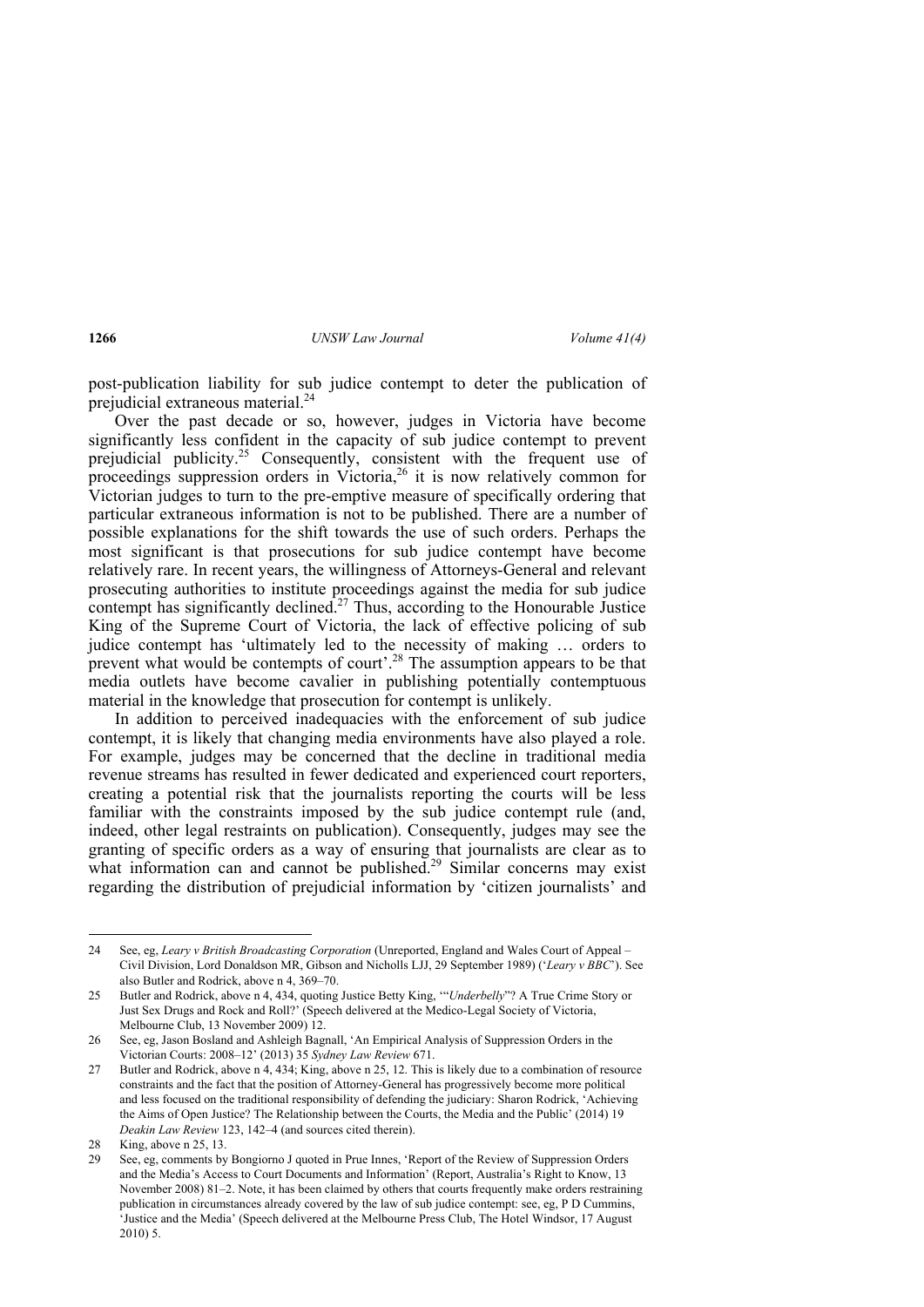post-publication liability for sub judice contempt to deter the publication of prejudicial extraneous material.[24]

Over the past decade or so, however, judges in Victoria have become significantly less confident in the capacity of sub judice contempt to prevent prejudicial publicity.[25] Consequently, consistent with the frequent use of proceedings suppression orders in Victoria,[26] it is now relatively common for Victorian judges to turn to the pre-emptive measure of specifically ordering that particular extraneous information is not to be published. There are a number of possible explanations for the shift towards the use of such orders. Perhaps the most significant is that prosecutions for sub judice contempt have become relatively rare. In recent years, the willingness of Attorneys-General and relevant prosecuting authorities to institute proceedings against the media for sub judice contempt has significantly declined.[27] Thus, according to the Honourable Justice King of the Supreme Court of Victoria, the lack of effective policing of sub judice contempt has 'ultimately led to the necessity of making … orders to prevent what would be contempts of court'.[28] The assumption appears to be that media outlets have become cavalier in publishing potentially contemptuous material in the knowledge that prosecution for contempt is unlikely.

In addition to perceived inadequacies with the enforcement of sub judice contempt, it is likely that changing media environments have also played a role. For example, judges may be concerned that the decline in traditional media revenue streams has resulted in fewer dedicated and experienced court reporters, creating a potential risk that the journalists reporting the courts will be less familiar with the constraints imposed by the sub judice contempt rule (and, indeed, other legal restraints on publication). Consequently, judges may see the granting of specific orders as a way of ensuring that journalists are clear as to what information can and cannot be published.[29] Similar concerns may exist regarding the distribution of prejudicial information by 'citizen journalists' and

---

24 See, eg, *Leary v British Broadcasting Corporation* (Unreported, England and Wales Court of Appeal – Civil Division, Lord Donaldson MR, Gibson and Nicholls LJJ, 29 September 1989) ('*Leary v BBC*'). See also Butler and Rodrick, above n 4, 369–70.

25 Butler and Rodrick, above n 4, 434, quoting Justice Betty King, '"*Underbelly*"? A True Crime Story or Just Sex Drugs and Rock and Roll?' (Speech delivered at the Medico-Legal Society of Victoria, Melbourne Club, 13 November 2009) 12.

26 See, eg, Jason Bosland and Ashleigh Bagnall, 'An Empirical Analysis of Suppression Orders in the Victorian Courts: 2008–12' (2013) 35 *Sydney Law Review* 671.

27 Butler and Rodrick, above n 4, 434; King, above n 25, 12. This is likely due to a combination of resource constraints and the fact that the position of Attorney-General has progressively become more political and less focused on the traditional responsibility of defending the judiciary: Sharon Rodrick, 'Achieving the Aims of Open Justice? The Relationship between the Courts, the Media and the Public' (2014) 19 *Deakin Law Review* 123, 142–4 (and sources cited therein).

28 King, above n 25, 13.

29 See, eg, comments by Bongiorno J quoted in Prue Innes, 'Report of the Review of Suppression Orders and the Media's Access to Court Documents and Information' (Report, Australia's Right to Know, 13 November 2008) 81–2. Note, it has been claimed by others that courts frequently make orders restraining publication in circumstances already covered by the law of sub judice contempt: see, eg, P D Cummins, 'Justice and the Media' (Speech delivered at the Melbourne Press Club, The Hotel Windsor, 17 August 2010) 5.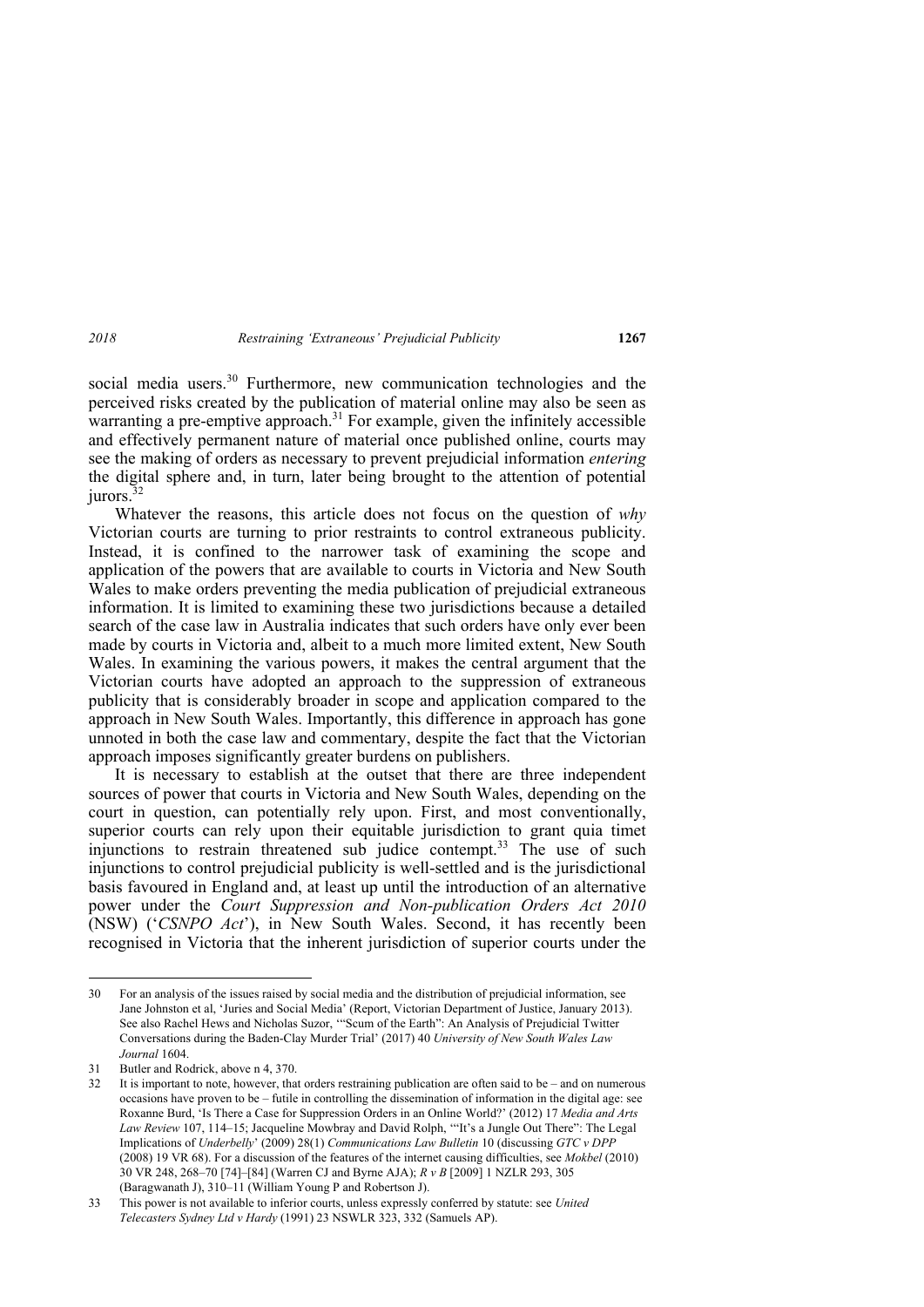social media users.[30] Furthermore, new communication technologies and the perceived risks created by the publication of material online may also be seen as warranting a pre-emptive approach.[31] For example, given the infinitely accessible and effectively permanent nature of material once published online, courts may see the making of orders as necessary to prevent prejudicial information *entering* the digital sphere and, in turn, later being brought to the attention of potential jurors.[32]

Whatever the reasons, this article does not focus on the question of *why* Victorian courts are turning to prior restraints to control extraneous publicity. Instead, it is confined to the narrower task of examining the scope and application of the powers that are available to courts in Victoria and New South Wales to make orders preventing the media publication of prejudicial extraneous information. It is limited to examining these two jurisdictions because a detailed search of the case law in Australia indicates that such orders have only ever been made by courts in Victoria and, albeit to a much more limited extent, New South Wales. In examining the various powers, it makes the central argument that the Victorian courts have adopted an approach to the suppression of extraneous publicity that is considerably broader in scope and application compared to the approach in New South Wales. Importantly, this difference in approach has gone unnoted in both the case law and commentary, despite the fact that the Victorian approach imposes significantly greater burdens on publishers.

It is necessary to establish at the outset that there are three independent sources of power that courts in Victoria and New South Wales, depending on the court in question, can potentially rely upon. First, and most conventionally, superior courts can rely upon their equitable jurisdiction to grant quia timet injunctions to restrain threatened sub judice contempt.[33] The use of such injunctions to control prejudicial publicity is well-settled and is the jurisdictional basis favoured in England and, at least up until the introduction of an alternative power under the *Court Suppression and Non-publication Orders Act 2010* (NSW) ('*CSNPO Act*'), in New South Wales. Second, it has recently been recognised in Victoria that the inherent jurisdiction of superior courts under the

---

30 For an analysis of the issues raised by social media and the distribution of prejudicial information, see Jane Johnston et al, 'Juries and Social Media' (Report, Victorian Department of Justice, January 2013). See also Rachel Hews and Nicholas Suzor, '"Scum of the Earth": An Analysis of Prejudicial Twitter Conversations during the Baden-Clay Murder Trial' (2017) 40 *University of New South Wales Law Journal* 1604.

31 Butler and Rodrick, above n 4, 370.

32 It is important to note, however, that orders restraining publication are often said to be – and on numerous occasions have proven to be – futile in controlling the dissemination of information in the digital age: see Roxanne Burd, 'Is There a Case for Suppression Orders in an Online World?' (2012) 17 *Media and Arts Law Review* 107, 114–15; Jacqueline Mowbray and David Rolph, '"It's a Jungle Out There": The Legal Implications of *Underbelly*' (2009) 28(1) *Communications Law Bulletin* 10 (discussing *GTC v DPP* (2008) 19 VR 68). For a discussion of the features of the internet causing difficulties, see *Mokbel* (2010) 30 VR 248, 268–70 [74]–[84] (Warren CJ and Byrne AJA); *R v B* [2009] 1 NZLR 293, 305 (Baragwanath J), 310–11 (William Young P and Robertson J).

33 This power is not available to inferior courts, unless expressly conferred by statute: see *United Telecasters Sydney Ltd v Hardy* (1991) 23 NSWLR 323, 332 (Samuels AP).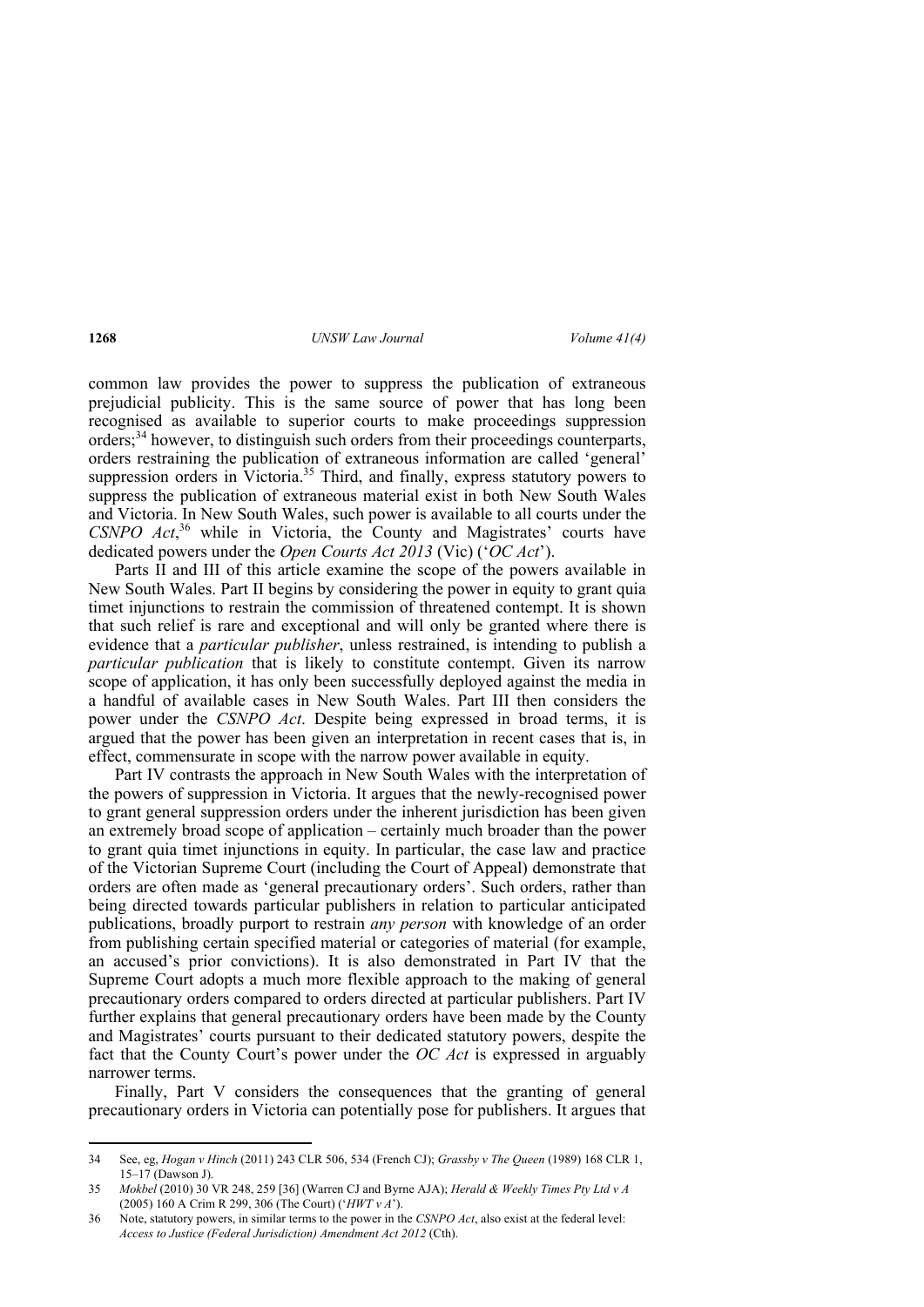common law provides the power to suppress the publication of extraneous prejudicial publicity. This is the same source of power that has long been recognised as available to superior courts to make proceedings suppression orders;[34] however, to distinguish such orders from their proceedings counterparts, orders restraining the publication of extraneous information are called 'general' suppression orders in Victoria.[35] Third, and finally, express statutory powers to suppress the publication of extraneous material exist in both New South Wales and Victoria. In New South Wales, such power is available to all courts under the *CSNPO Act*,[36] while in Victoria, the County and Magistrates' courts have dedicated powers under the *Open Courts Act 2013* (Vic) ('*OC Act*').

Parts II and III of this article examine the scope of the powers available in New South Wales. Part II begins by considering the power in equity to grant quia timet injunctions to restrain the commission of threatened contempt. It is shown that such relief is rare and exceptional and will only be granted where there is evidence that a *particular publisher*, unless restrained, is intending to publish a *particular publication* that is likely to constitute contempt. Given its narrow scope of application, it has only been successfully deployed against the media in a handful of available cases in New South Wales. Part III then considers the power under the *CSNPO Act*. Despite being expressed in broad terms, it is argued that the power has been given an interpretation in recent cases that is, in effect, commensurate in scope with the narrow power available in equity.

Part IV contrasts the approach in New South Wales with the interpretation of the powers of suppression in Victoria. It argues that the newly-recognised power to grant general suppression orders under the inherent jurisdiction has been given an extremely broad scope of application – certainly much broader than the power to grant quia timet injunctions in equity. In particular, the case law and practice of the Victorian Supreme Court (including the Court of Appeal) demonstrate that orders are often made as 'general precautionary orders'. Such orders, rather than being directed towards particular publishers in relation to particular anticipated publications, broadly purport to restrain *any person* with knowledge of an order from publishing certain specified material or categories of material (for example, an accused's prior convictions). It is also demonstrated in Part IV that the Supreme Court adopts a much more flexible approach to the making of general precautionary orders compared to orders directed at particular publishers. Part IV further explains that general precautionary orders have been made by the County and Magistrates' courts pursuant to their dedicated statutory powers, despite the fact that the County Court's power under the *OC Act* is expressed in arguably narrower terms.

Finally, Part V considers the consequences that the granting of general precautionary orders in Victoria can potentially pose for publishers. It argues that

---

34 See, eg, *Hogan v Hinch* (2011) 243 CLR 506, 534 (French CJ); *Grassby v The Queen* (1989) 168 CLR 1, 15–17 (Dawson J).

35 *Mokbel* (2010) 30 VR 248, 259 [36] (Warren CJ and Byrne AJA); *Herald & Weekly Times Pty Ltd v A* (2005) 160 A Crim R 299, 306 (The Court) ('*HWT v A*').

36 Note, statutory powers, in similar terms to the power in the *CSNPO Act*, also exist at the federal level: *Access to Justice (Federal Jurisdiction) Amendment Act 2012* (Cth).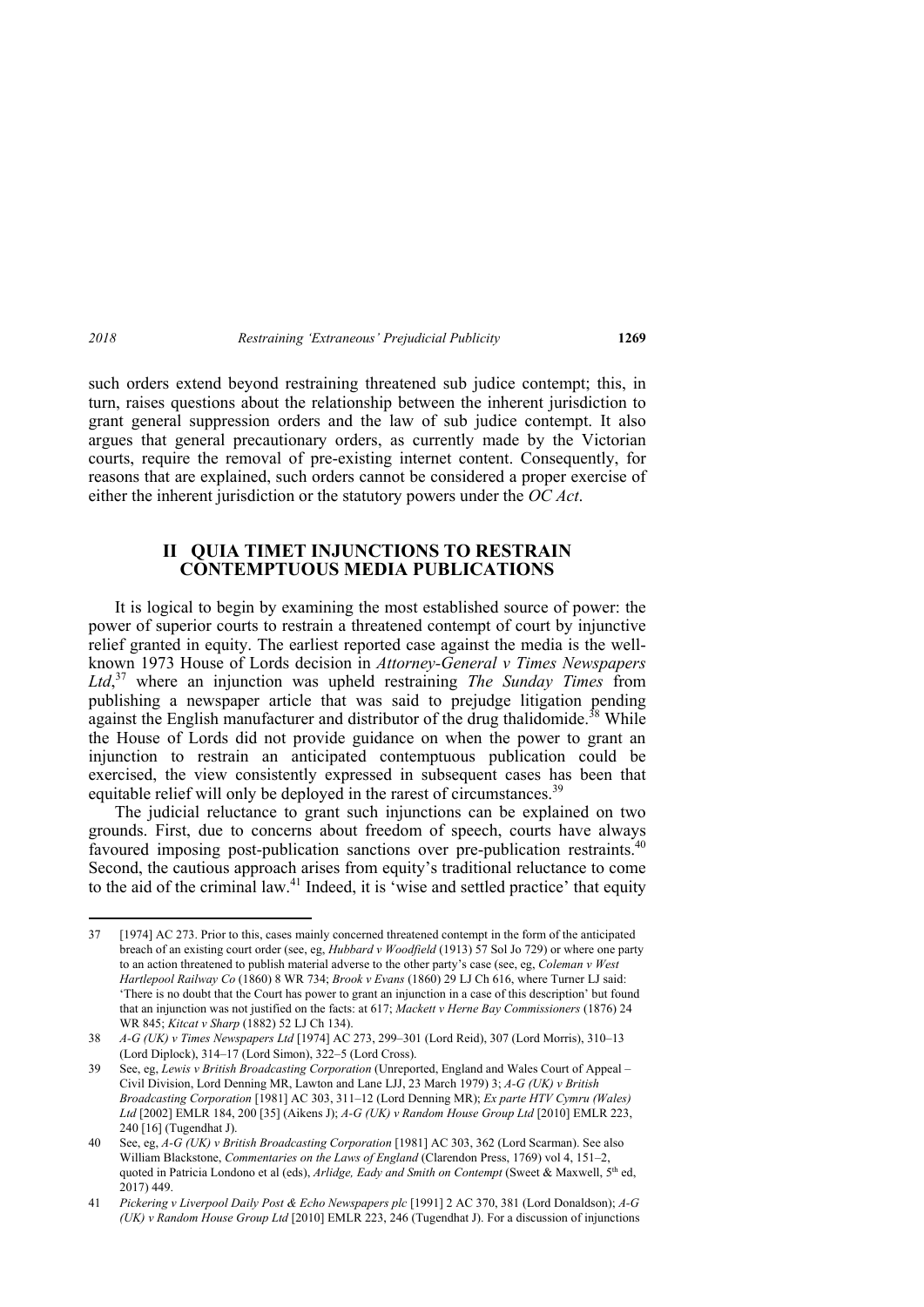such orders extend beyond restraining threatened sub judice contempt; this, in turn, raises questions about the relationship between the inherent jurisdiction to grant general suppression orders and the law of sub judice contempt. It also argues that general precautionary orders, as currently made by the Victorian courts, require the removal of pre-existing internet content. Consequently, for reasons that are explained, such orders cannot be considered a proper exercise of either the inherent jurisdiction or the statutory powers under the *OC Act*.

## II QUIA TIMET INJUNCTIONS TO RESTRAIN CONTEMPTUOUS MEDIA PUBLICATIONS

It is logical to begin by examining the most established source of power: the power of superior courts to restrain a threatened contempt of court by injunctive relief granted in equity. The earliest reported case against the media is the well-known 1973 House of Lords decision in *Attorney-General v Times Newspapers Ltd*,[37] where an injunction was upheld restraining *The Sunday Times* from publishing a newspaper article that was said to prejudge litigation pending against the English manufacturer and distributor of the drug thalidomide.[38] While the House of Lords did not provide guidance on when the power to grant an injunction to restrain an anticipated contemptuous publication could be exercised, the view consistently expressed in subsequent cases has been that equitable relief will only be deployed in the rarest of circumstances.[39]

The judicial reluctance to grant such injunctions can be explained on two grounds. First, due to concerns about freedom of speech, courts have always favoured imposing post-publication sanctions over pre-publication restraints.[40] Second, the cautious approach arises from equity's traditional reluctance to come to the aid of the criminal law.[41] Indeed, it is 'wise and settled practice' that equity

---

37 [1974] AC 273. Prior to this, cases mainly concerned threatened contempt in the form of the anticipated breach of an existing court order (see, eg, *Hubbard v Woodfield* (1913) 57 Sol Jo 729) or where one party to an action threatened to publish material adverse to the other party's case (see, eg, *Coleman v West Hartlepool Railway Co* (1860) 8 WR 734; *Brook v Evans* (1860) 29 LJ Ch 616, where Turner LJ said: 'There is no doubt that the Court has power to grant an injunction in a case of this description' but found that an injunction was not justified on the facts: at 617; *Mackett v Herne Bay Commissioners* (1876) 24 WR 845; *Kitcat v Sharp* (1882) 52 LJ Ch 134).

38 *A-G (UK) v Times Newspapers Ltd* [1974] AC 273, 299–301 (Lord Reid), 307 (Lord Morris), 310–13 (Lord Diplock), 314–17 (Lord Simon), 322–5 (Lord Cross).

39 See, eg, *Lewis v British Broadcasting Corporation* (Unreported, England and Wales Court of Appeal – Civil Division, Lord Denning MR, Lawton and Lane LJJ, 23 March 1979) 3; *A-G (UK) v British Broadcasting Corporation* [1981] AC 303, 311–12 (Lord Denning MR); *Ex parte HTV Cymru (Wales) Ltd* [2002] EMLR 184, 200 [35] (Aikens J); *A-G (UK) v Random House Group Ltd* [2010] EMLR 223, 240 [16] (Tugendhat J).

40 See, eg, *A-G (UK) v British Broadcasting Corporation* [1981] AC 303, 362 (Lord Scarman). See also William Blackstone, *Commentaries on the Laws of England* (Clarendon Press, 1769) vol 4, 151–2, quoted in Patricia Londono et al (eds), *Arlidge, Eady and Smith on Contempt* (Sweet & Maxwell, 5th ed, 2017) 449.

41 *Pickering v Liverpool Daily Post & Echo Newspapers plc* [1991] 2 AC 370, 381 (Lord Donaldson); *A-G (UK) v Random House Group Ltd* [2010] EMLR 223, 246 (Tugendhat J). For a discussion of injunctions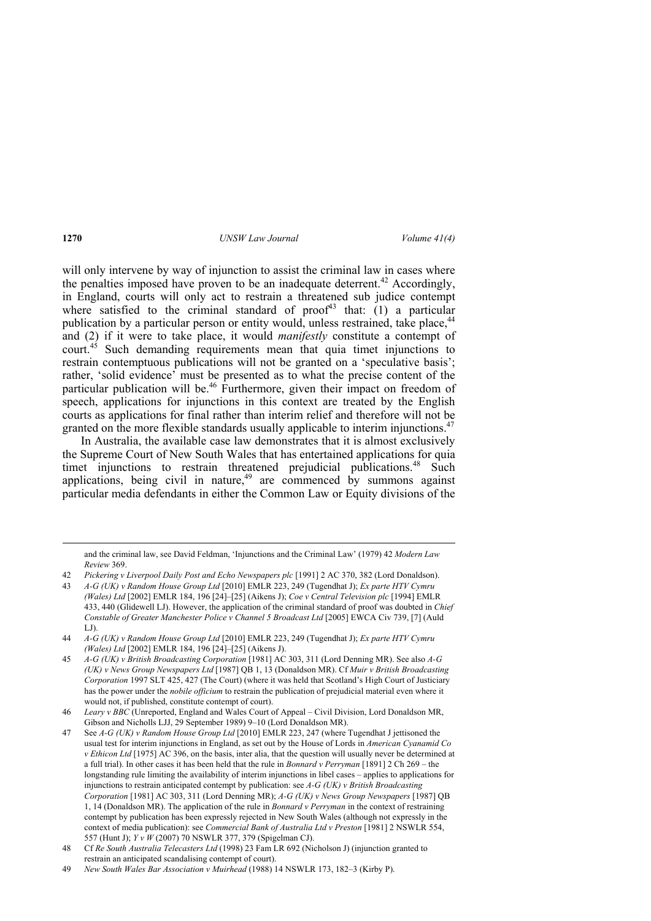will only intervene by way of injunction to assist the criminal law in cases where the penalties imposed have proven to be an inadequate deterrent.[42] Accordingly, in England, courts will only act to restrain a threatened sub judice contempt where satisfied to the criminal standard of proof[43] that: (1) a particular publication by a particular person or entity would, unless restrained, take place,[44] and (2) if it were to take place, it would *manifestly* constitute a contempt of court.[45] Such demanding requirements mean that quia timet injunctions to restrain contemptuous publications will not be granted on a 'speculative basis'; rather, 'solid evidence' must be presented as to what the precise content of the particular publication will be.[46] Furthermore, given their impact on freedom of speech, applications for injunctions in this context are treated by the English courts as applications for final rather than interim relief and therefore will not be granted on the more flexible standards usually applicable to interim injunctions.[47]

In Australia, the available case law demonstrates that it is almost exclusively the Supreme Court of New South Wales that has entertained applications for quia timet injunctions to restrain threatened prejudicial publications.[48] Such applications, being civil in nature,[49] are commenced by summons against particular media defendants in either the Common Law or Equity divisions of the

---

and the criminal law, see David Feldman, 'Injunctions and the Criminal Law' (1979) 42 *Modern Law Review* 369.

42 *Pickering v Liverpool Daily Post and Echo Newspapers plc* [1991] 2 AC 370, 382 (Lord Donaldson).

43 *A-G (UK) v Random House Group Ltd* [2010] EMLR 223, 249 (Tugendhat J); *Ex parte HTV Cymru (Wales) Ltd* [2002] EMLR 184, 196 [24]–[25] (Aikens J); *Coe v Central Television plc* [1994] EMLR 433, 440 (Glidewell LJ). However, the application of the criminal standard of proof was doubted in *Chief Constable of Greater Manchester Police v Channel 5 Broadcast Ltd* [2005] EWCA Civ 739, [7] (Auld LJ).

44 *A-G (UK) v Random House Group Ltd* [2010] EMLR 223, 249 (Tugendhat J); *Ex parte HTV Cymru (Wales) Ltd* [2002] EMLR 184, 196 [24]–[25] (Aikens J).

45 *A-G (UK) v British Broadcasting Corporation* [1981] AC 303, 311 (Lord Denning MR). See also *A-G (UK) v News Group Newspapers Ltd* [1987] QB 1, 13 (Donaldson MR). Cf *Muir v British Broadcasting Corporation* 1997 SLT 425, 427 (The Court) (where it was held that Scotland's High Court of Justiciary has the power under the *nobile officium* to restrain the publication of prejudicial material even where it would not, if published, constitute contempt of court).

46 *Leary v BBC* (Unreported, England and Wales Court of Appeal – Civil Division, Lord Donaldson MR, Gibson and Nicholls LJJ, 29 September 1989) 9–10 (Lord Donaldson MR).

47 See *A-G (UK) v Random House Group Ltd* [2010] EMLR 223, 247 (where Tugendhat J jettisoned the usual test for interim injunctions in England, as set out by the House of Lords in *American Cyanamid Co v Ethicon Ltd* [1975] AC 396, on the basis, inter alia, that the question will usually never be determined at a full trial). In other cases it has been held that the rule in *Bonnard v Perryman* [1891] 2 Ch 269 – the longstanding rule limiting the availability of interim injunctions in libel cases – applies to applications for injunctions to restrain anticipated contempt by publication: see *A-G (UK) v British Broadcasting Corporation* [1981] AC 303, 311 (Lord Denning MR); *A-G (UK) v News Group Newspapers* [1987] QB 1, 14 (Donaldson MR). The application of the rule in *Bonnard v Perryman* in the context of restraining contempt by publication has been expressly rejected in New South Wales (although not expressly in the context of media publication): see *Commercial Bank of Australia Ltd v Preston* [1981] 2 NSWLR 554, 557 (Hunt J); *Y v W* (2007) 70 NSWLR 377, 379 (Spigelman CJ).

48 Cf *Re South Australia Telecasters Ltd* (1998) 23 Fam LR 692 (Nicholson J) (injunction granted to restrain an anticipated scandalising contempt of court).

49 *New South Wales Bar Association v Muirhead* (1988) 14 NSWLR 173, 182–3 (Kirby P).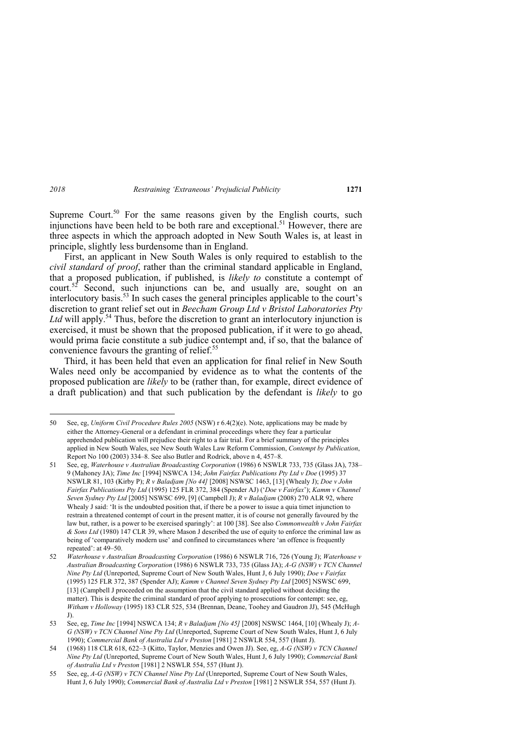Supreme Court.[50] For the same reasons given by the English courts, such injunctions have been held to be both rare and exceptional.[51] However, there are three aspects in which the approach adopted in New South Wales is, at least in principle, slightly less burdensome than in England.

First, an applicant in New South Wales is only required to establish to the *civil standard of proof*, rather than the criminal standard applicable in England, that a proposed publication, if published, is *likely to* constitute a contempt of court.[52] Second, such injunctions can be, and usually are, sought on an interlocutory basis.[53] In such cases the general principles applicable to the court's discretion to grant relief set out in *Beecham Group Ltd v Bristol Laboratories Pty Ltd* will apply.[54] Thus, before the discretion to grant an interlocutory injunction is exercised, it must be shown that the proposed publication, if it were to go ahead, would prima facie constitute a sub judice contempt and, if so, that the balance of convenience favours the granting of relief.[55]

Third, it has been held that even an application for final relief in New South Wales need only be accompanied by evidence as to what the contents of the proposed publication are *likely* to be (rather than, for example, direct evidence of a draft publication) and that such publication by the defendant is *likely* to go

---

50 See, eg, *Uniform Civil Procedure Rules 2005* (NSW) r 6.4(2)(e). Note, applications may be made by either the Attorney-General or a defendant in criminal proceedings where they fear a particular apprehended publication will prejudice their right to a fair trial. For a brief summary of the principles applied in New South Wales, see New South Wales Law Reform Commission, *Contempt by Publication*, Report No 100 (2003) 334–8. See also Butler and Rodrick, above n 4, 457–8.

51 See, eg, *Waterhouse v Australian Broadcasting Corporation* (1986) 6 NSWLR 733, 735 (Glass JA), 738–9 (Mahoney JA); *Time Inc* [1994] NSWCA 134; *John Fairfax Publications Pty Ltd v Doe* (1995) 37 NSWLR 81, 103 (Kirby P); *R v Baladjam [No 44]* [2008] NSWSC 1463, [13] (Whealy J); *Doe v John Fairfax Publications Pty Ltd* (1995) 125 FLR 372, 384 (Spender AJ) ('*Doe v Fairfax*'); *Kamm v Channel Seven Sydney Pty Ltd* [2005] NSWSC 699, [9] (Campbell J); *R v Baladjam* (2008) 270 ALR 92, where Whealy J said: 'It is the undoubted position that, if there be a power to issue a quia timet injunction to restrain a threatened contempt of court in the present matter, it is of course not generally favoured by the law but, rather, is a power to be exercised sparingly': at 100 [38]. See also *Commonwealth v John Fairfax & Sons Ltd* (1980) 147 CLR 39, where Mason J described the use of equity to enforce the criminal law as being of 'comparatively modern use' and confined to circumstances where 'an offence is frequently repeated': at 49–50.

52 *Waterhouse v Australian Broadcasting Corporation* (1986) 6 NSWLR 716, 726 (Young J); *Waterhouse v Australian Broadcasting Corporation* (1986) 6 NSWLR 733, 735 (Glass JA); *A-G (NSW) v TCN Channel Nine Pty Ltd* (Unreported, Supreme Court of New South Wales, Hunt J, 6 July 1990); *Doe v Fairfax* (1995) 125 FLR 372, 387 (Spender AJ); *Kamm v Channel Seven Sydney Pty Ltd* [2005] NSWSC 699, [13] (Campbell J proceeded on the assumption that the civil standard applied without deciding the matter). This is despite the criminal standard of proof applying to prosecutions for contempt: see, eg, *Witham v Holloway* (1995) 183 CLR 525, 534 (Brennan, Deane, Toohey and Gaudron JJ), 545 (McHugh J).

53 See, eg, *Time Inc* [1994] NSWCA 134; *R v Baladjam [No 45]* [2008] NSWSC 1464, [10] (Whealy J); *A-G (NSW) v TCN Channel Nine Pty Ltd* (Unreported, Supreme Court of New South Wales, Hunt J, 6 July 1990); *Commercial Bank of Australia Ltd v Preston* [1981] 2 NSWLR 554, 557 (Hunt J).

54 (1968) 118 CLR 618, 622–3 (Kitto, Taylor, Menzies and Owen JJ). See, eg, *A-G (NSW) v TCN Channel Nine Pty Ltd* (Unreported, Supreme Court of New South Wales, Hunt J, 6 July 1990); *Commercial Bank of Australia Ltd v Preston* [1981] 2 NSWLR 554, 557 (Hunt J).

55 See, eg, *A-G (NSW) v TCN Channel Nine Pty Ltd* (Unreported, Supreme Court of New South Wales, Hunt J, 6 July 1990); *Commercial Bank of Australia Ltd v Preston* [1981] 2 NSWLR 554, 557 (Hunt J).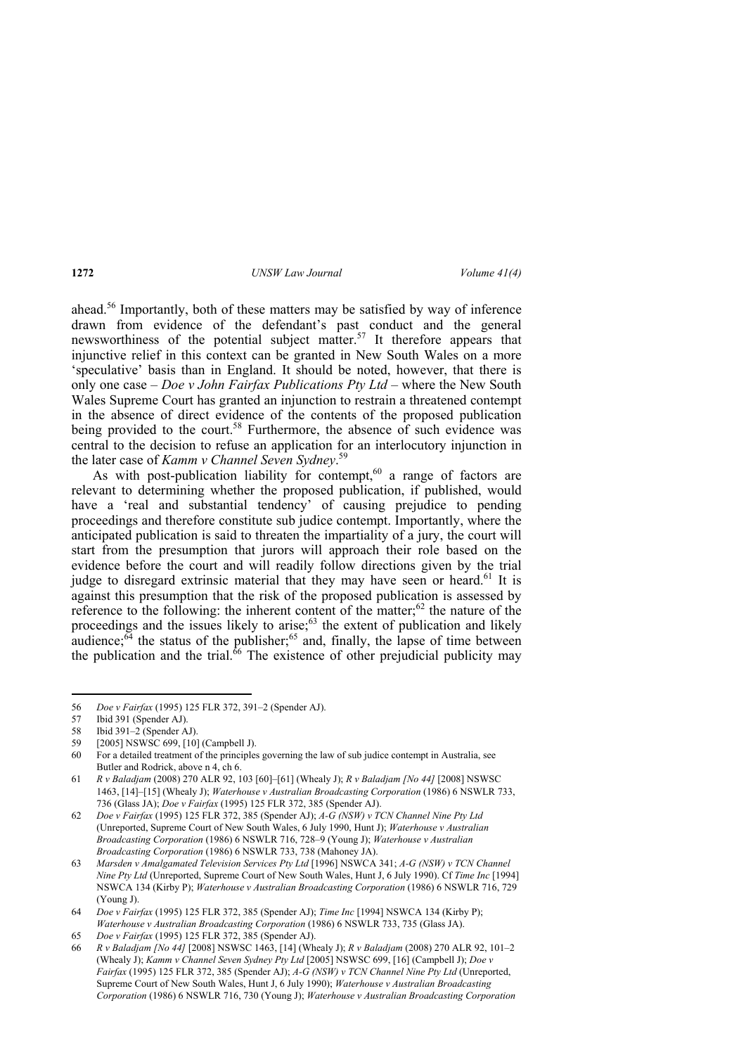ahead.[56] Importantly, both of these matters may be satisfied by way of inference drawn from evidence of the defendant's past conduct and the general newsworthiness of the potential subject matter.[57] It therefore appears that injunctive relief in this context can be granted in New South Wales on a more 'speculative' basis than in England. It should be noted, however, that there is only one case – *Doe v John Fairfax Publications Pty Ltd* – where the New South Wales Supreme Court has granted an injunction to restrain a threatened contempt in the absence of direct evidence of the contents of the proposed publication being provided to the court.[58] Furthermore, the absence of such evidence was central to the decision to refuse an application for an interlocutory injunction in the later case of *Kamm v Channel Seven Sydney*.[59]

As with post-publication liability for contempt,[60] a range of factors are relevant to determining whether the proposed publication, if published, would have a 'real and substantial tendency' of causing prejudice to pending proceedings and therefore constitute sub judice contempt. Importantly, where the anticipated publication is said to threaten the impartiality of a jury, the court will start from the presumption that jurors will approach their role based on the evidence before the court and will readily follow directions given by the trial judge to disregard extrinsic material that they may have seen or heard.[61] It is against this presumption that the risk of the proposed publication is assessed by reference to the following: the inherent content of the matter;[62] the nature of the proceedings and the issues likely to arise;[63] the extent of publication and likely audience;[64] the status of the publisher;[65] and, finally, the lapse of time between the publication and the trial.[66] The existence of other prejudicial publicity may

---

56 *Doe v Fairfax* (1995) 125 FLR 372, 391–2 (Spender AJ).

57 Ibid 391 (Spender AJ).

58 Ibid 391–2 (Spender AJ).

59 [2005] NSWSC 699, [10] (Campbell J).

60 For a detailed treatment of the principles governing the law of sub judice contempt in Australia, see Butler and Rodrick, above n 4, ch 6.

61 *R v Baladjam* (2008) 270 ALR 92, 103 [60]–[61] (Whealy J); *R v Baladjam [No 44]* [2008] NSWSC 1463, [14]–[15] (Whealy J); *Waterhouse v Australian Broadcasting Corporation* (1986) 6 NSWLR 733, 736 (Glass JA); *Doe v Fairfax* (1995) 125 FLR 372, 385 (Spender AJ).

62 *Doe v Fairfax* (1995) 125 FLR 372, 385 (Spender AJ); *A-G (NSW) v TCN Channel Nine Pty Ltd* (Unreported, Supreme Court of New South Wales, 6 July 1990, Hunt J); *Waterhouse v Australian Broadcasting Corporation* (1986) 6 NSWLR 716, 728–9 (Young J); *Waterhouse v Australian Broadcasting Corporation* (1986) 6 NSWLR 733, 738 (Mahoney JA).

63 *Marsden v Amalgamated Television Services Pty Ltd* [1996] NSWCA 341; *A-G (NSW) v TCN Channel Nine Pty Ltd* (Unreported, Supreme Court of New South Wales, Hunt J, 6 July 1990). Cf *Time Inc* [1994] NSWCA 134 (Kirby P); *Waterhouse v Australian Broadcasting Corporation* (1986) 6 NSWLR 716, 729 (Young J).

64 *Doe v Fairfax* (1995) 125 FLR 372, 385 (Spender AJ); *Time Inc* [1994] NSWCA 134 (Kirby P); *Waterhouse v Australian Broadcasting Corporation* (1986) 6 NSWLR 733, 735 (Glass JA).

65 *Doe v Fairfax* (1995) 125 FLR 372, 385 (Spender AJ).

66 *R v Baladjam [No 44]* [2008] NSWSC 1463, [14] (Whealy J); *R v Baladjam* (2008) 270 ALR 92, 101–2 (Whealy J); *Kamm v Channel Seven Sydney Pty Ltd* [2005] NSWSC 699, [16] (Campbell J); *Doe v Fairfax* (1995) 125 FLR 372, 385 (Spender AJ); *A-G (NSW) v TCN Channel Nine Pty Ltd* (Unreported, Supreme Court of New South Wales, Hunt J, 6 July 1990); *Waterhouse v Australian Broadcasting Corporation* (1986) 6 NSWLR 716, 730 (Young J); *Waterhouse v Australian Broadcasting Corporation*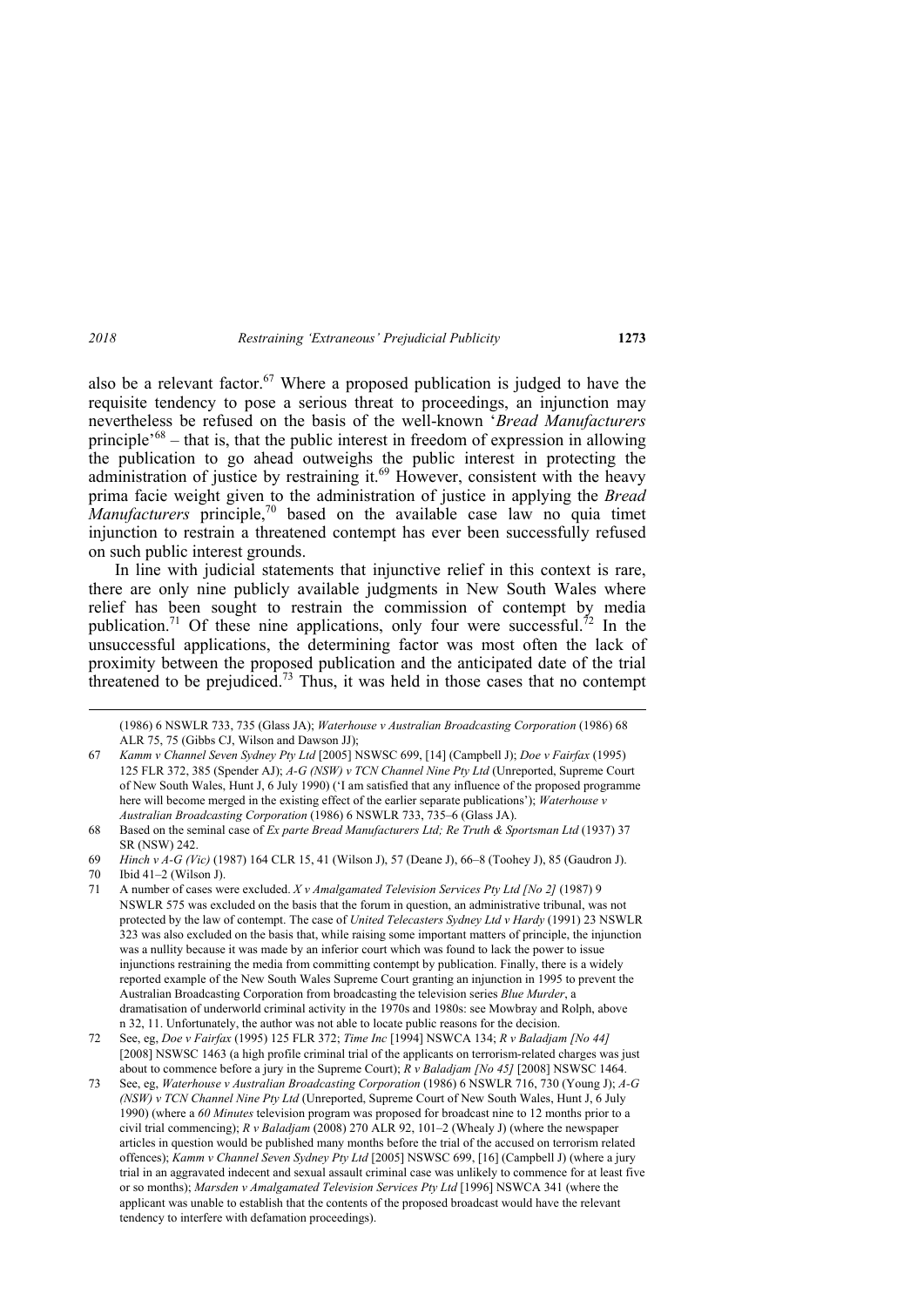also be a relevant factor.[67] Where a proposed publication is judged to have the requisite tendency to pose a serious threat to proceedings, an injunction may nevertheless be refused on the basis of the well-known '*Bread Manufacturers* principle'[68] – that is, that the public interest in freedom of expression in allowing the publication to go ahead outweighs the public interest in protecting the administration of justice by restraining it.[69] However, consistent with the heavy prima facie weight given to the administration of justice in applying the *Bread Manufacturers* principle,[70] based on the available case law no quia timet injunction to restrain a threatened contempt has ever been successfully refused on such public interest grounds.

In line with judicial statements that injunctive relief in this context is rare, there are only nine publicly available judgments in New South Wales where relief has been sought to restrain the commission of contempt by media publication.[71] Of these nine applications, only four were successful.[72] In the unsuccessful applications, the determining factor was most often the lack of proximity between the proposed publication and the anticipated date of the trial threatened to be prejudiced.[73] Thus, it was held in those cases that no contempt

---

(1986) 6 NSWLR 733, 735 (Glass JA); *Waterhouse v Australian Broadcasting Corporation* (1986) 68 ALR 75, 75 (Gibbs CJ, Wilson and Dawson JJ);

67 *Kamm v Channel Seven Sydney Pty Ltd* [2005] NSWSC 699, [14] (Campbell J); *Doe v Fairfax* (1995) 125 FLR 372, 385 (Spender AJ); *A-G (NSW) v TCN Channel Nine Pty Ltd* (Unreported, Supreme Court of New South Wales, Hunt J, 6 July 1990) ('I am satisfied that any influence of the proposed programme here will become merged in the existing effect of the earlier separate publications'); *Waterhouse v Australian Broadcasting Corporation* (1986) 6 NSWLR 733, 735–6 (Glass JA).

68 Based on the seminal case of *Ex parte Bread Manufacturers Ltd; Re Truth & Sportsman Ltd* (1937) 37 SR (NSW) 242.

69 *Hinch v A-G (Vic)* (1987) 164 CLR 15, 41 (Wilson J), 57 (Deane J), 66–8 (Toohey J), 85 (Gaudron J).

70 Ibid 41–2 (Wilson J).

71 A number of cases were excluded. *X v Amalgamated Television Services Pty Ltd [No 2]* (1987) 9 NSWLR 575 was excluded on the basis that the forum in question, an administrative tribunal, was not protected by the law of contempt. The case of *United Telecasters Sydney Ltd v Hardy* (1991) 23 NSWLR 323 was also excluded on the basis that, while raising some important matters of principle, the injunction was a nullity because it was made by an inferior court which was found to lack the power to issue injunctions restraining the media from committing contempt by publication. Finally, there is a widely reported example of the New South Wales Supreme Court granting an injunction in 1995 to prevent the Australian Broadcasting Corporation from broadcasting the television series *Blue Murder*, a dramatisation of underworld criminal activity in the 1970s and 1980s: see Mowbray and Rolph, above n 32, 11. Unfortunately, the author was not able to locate public reasons for the decision.

72 See, eg, *Doe v Fairfax* (1995) 125 FLR 372; *Time Inc* [1994] NSWCA 134; *R v Baladjam [No 44]* [2008] NSWSC 1463 (a high profile criminal trial of the applicants on terrorism-related charges was just about to commence before a jury in the Supreme Court); *R v Baladjam [No 45]* [2008] NSWSC 1464.

73 See, eg, *Waterhouse v Australian Broadcasting Corporation* (1986) 6 NSWLR 716, 730 (Young J); *A-G (NSW) v TCN Channel Nine Pty Ltd* (Unreported, Supreme Court of New South Wales, Hunt J, 6 July 1990) (where a *60 Minutes* television program was proposed for broadcast nine to 12 months prior to a civil trial commencing); *R v Baladjam* (2008) 270 ALR 92, 101–2 (Whealy J) (where the newspaper articles in question would be published many months before the trial of the accused on terrorism related offences); *Kamm v Channel Seven Sydney Pty Ltd* [2005] NSWSC 699, [16] (Campbell J) (where a jury trial in an aggravated indecent and sexual assault criminal case was unlikely to commence for at least five or so months); *Marsden v Amalgamated Television Services Pty Ltd* [1996] NSWCA 341 (where the applicant was unable to establish that the contents of the proposed broadcast would have the relevant tendency to interfere with defamation proceedings).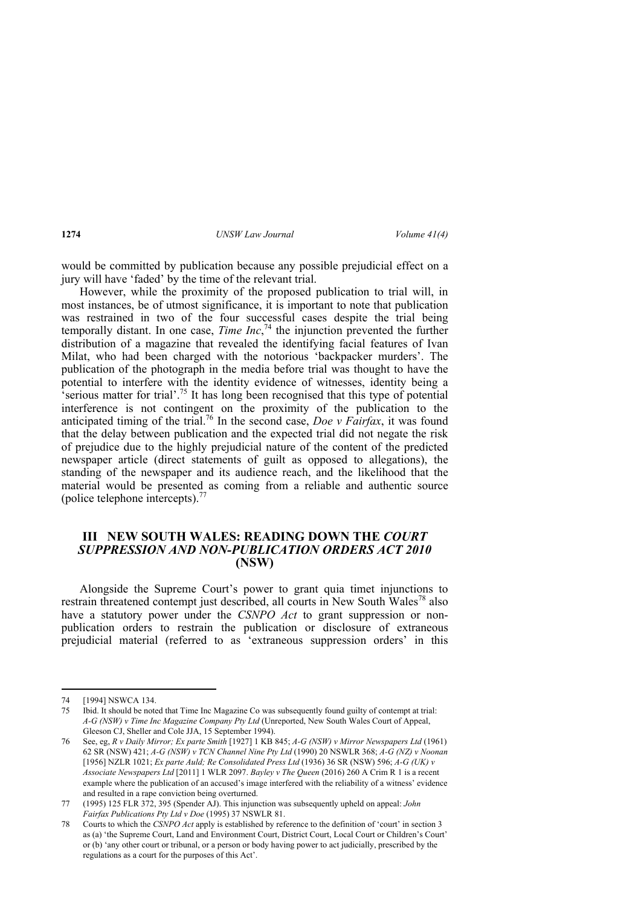would be committed by publication because any possible prejudicial effect on a jury will have 'faded' by the time of the relevant trial.

However, while the proximity of the proposed publication to trial will, in most instances, be of utmost significance, it is important to note that publication was restrained in two of the four successful cases despite the trial being temporally distant. In one case, *Time Inc*,[74] the injunction prevented the further distribution of a magazine that revealed the identifying facial features of Ivan Milat, who had been charged with the notorious 'backpacker murders'. The publication of the photograph in the media before trial was thought to have the potential to interfere with the identity evidence of witnesses, identity being a 'serious matter for trial'.[75] It has long been recognised that this type of potential interference is not contingent on the proximity of the publication to the anticipated timing of the trial.[76] In the second case, *Doe v Fairfax*, it was found that the delay between publication and the expected trial did not negate the risk of prejudice due to the highly prejudicial nature of the content of the predicted newspaper article (direct statements of guilt as opposed to allegations), the standing of the newspaper and its audience reach, and the likelihood that the material would be presented as coming from a reliable and authentic source (police telephone intercepts).[77]

## III NEW SOUTH WALES: READING DOWN THE *COURT SUPPRESSION AND NON-PUBLICATION ORDERS ACT 2010* (NSW)

Alongside the Supreme Court's power to grant quia timet injunctions to restrain threatened contempt just described, all courts in New South Wales[78] also have a statutory power under the *CSNPO Act* to grant suppression or non-publication orders to restrain the publication or disclosure of extraneous prejudicial material (referred to as 'extraneous suppression orders' in this

---

74 [1994] NSWCA 134.

75 Ibid. It should be noted that Time Inc Magazine Co was subsequently found guilty of contempt at trial: *A-G (NSW) v Time Inc Magazine Company Pty Ltd* (Unreported, New South Wales Court of Appeal, Gleeson CJ, Sheller and Cole JJA, 15 September 1994).

76 See, eg, *R v Daily Mirror; Ex parte Smith* [1927] 1 KB 845; *A-G (NSW) v Mirror Newspapers Ltd* (1961) 62 SR (NSW) 421; *A-G (NSW) v TCN Channel Nine Pty Ltd* (1990) 20 NSWLR 368; *A-G (NZ) v Noonan* [1956] NZLR 1021; *Ex parte Auld; Re Consolidated Press Ltd* (1936) 36 SR (NSW) 596; *A-G (UK) v Associate Newspapers Ltd* [2011] 1 WLR 2097. *Bayley v The Queen* (2016) 260 A Crim R 1 is a recent example where the publication of an accused's image interfered with the reliability of a witness' evidence and resulted in a rape conviction being overturned.

77 (1995) 125 FLR 372, 395 (Spender AJ). This injunction was subsequently upheld on appeal: *John Fairfax Publications Pty Ltd v Doe* (1995) 37 NSWLR 81.

78 Courts to which the *CSNPO Act* apply is established by reference to the definition of 'court' in section 3 as (a) 'the Supreme Court, Land and Environment Court, District Court, Local Court or Children's Court' or (b) 'any other court or tribunal, or a person or body having power to act judicially, prescribed by the regulations as a court for the purposes of this Act'.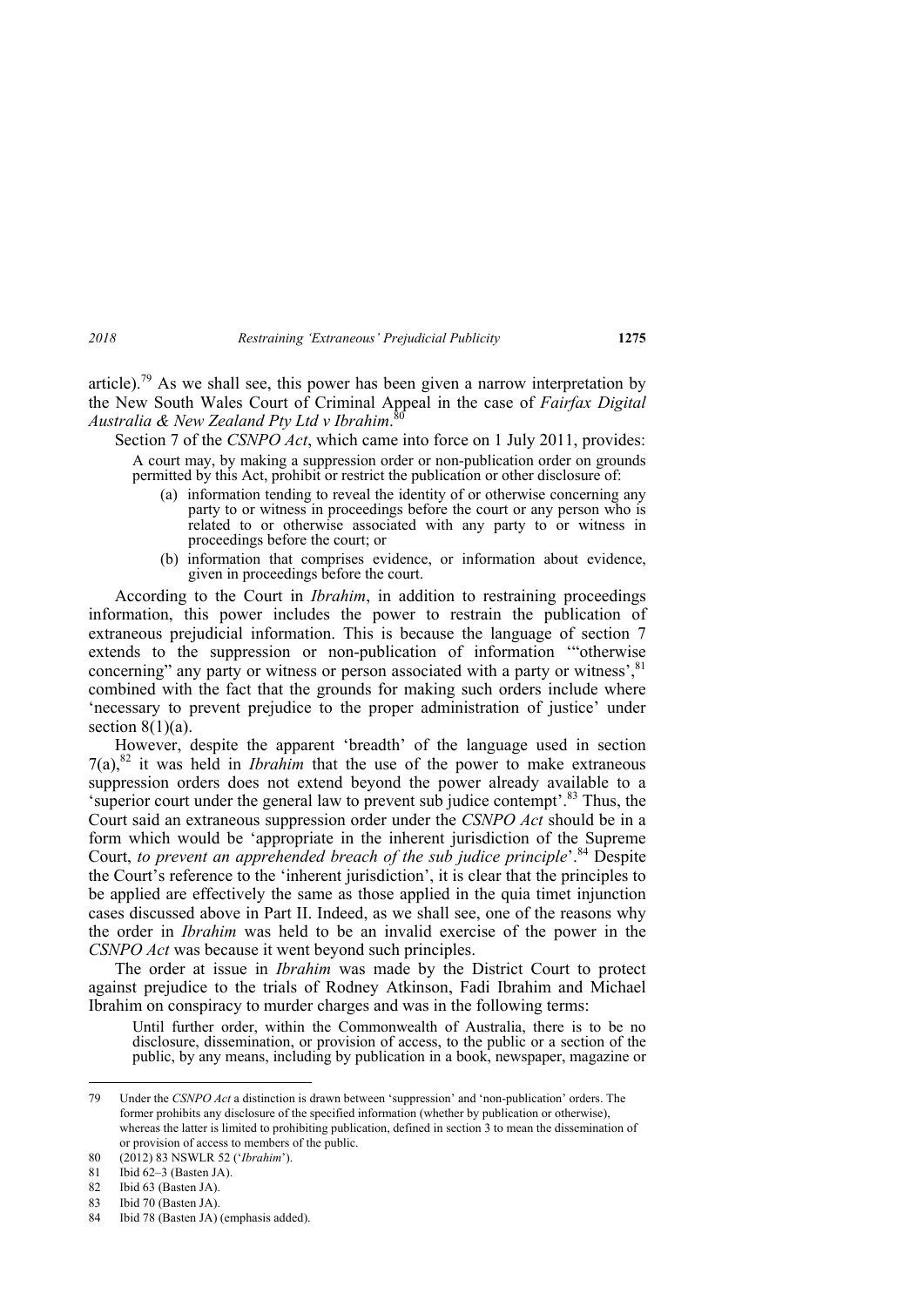article).[79] As we shall see, this power has been given a narrow interpretation by the New South Wales Court of Criminal Appeal in the case of *Fairfax Digital Australia & New Zealand Pty Ltd v Ibrahim*.[80]

Section 7 of the *CSNPO Act*, which came into force on 1 July 2011, provides:

> A court may, by making a suppression order or non-publication order on grounds permitted by this Act, prohibit or restrict the publication or other disclosure of:
>
> (a) information tending to reveal the identity of or otherwise concerning any party to or witness in proceedings before the court or any person who is related to or otherwise associated with any party to or witness in proceedings before the court; or
>
> (b) information that comprises evidence, or information about evidence, given in proceedings before the court.

According to the Court in *Ibrahim*, in addition to restraining proceedings information, this power includes the power to restrain the publication of extraneous prejudicial information. This is because the language of section 7 extends to the suppression or non-publication of information '"otherwise concerning" any party or witness or person associated with a party or witness',[81] combined with the fact that the grounds for making such orders include where 'necessary to prevent prejudice to the proper administration of justice' under section 8(1)(a).

However, despite the apparent 'breadth' of the language used in section 7(a),[82] it was held in *Ibrahim* that the use of the power to make extraneous suppression orders does not extend beyond the power already available to a 'superior court under the general law to prevent sub judice contempt'.[83] Thus, the Court said an extraneous suppression order under the *CSNPO Act* should be in a form which would be 'appropriate in the inherent jurisdiction of the Supreme Court, *to prevent an apprehended breach of the sub judice principle*'.[84] Despite the Court's reference to the 'inherent jurisdiction', it is clear that the principles to be applied are effectively the same as those applied in the quia timet injunction cases discussed above in Part II. Indeed, as we shall see, one of the reasons why the order in *Ibrahim* was held to be an invalid exercise of the power in the *CSNPO Act* was because it went beyond such principles.

The order at issue in *Ibrahim* was made by the District Court to protect against prejudice to the trials of Rodney Atkinson, Fadi Ibrahim and Michael Ibrahim on conspiracy to murder charges and was in the following terms:

> Until further order, within the Commonwealth of Australia, there is to be no disclosure, dissemination, or provision of access, to the public or a section of the public, by any means, including by publication in a book, newspaper, magazine or

---

79 Under the *CSNPO Act* a distinction is drawn between 'suppression' and 'non-publication' orders. The former prohibits any disclosure of the specified information (whether by publication or otherwise), whereas the latter is limited to prohibiting publication, defined in section 3 to mean the dissemination of or provision of access to members of the public.

80 (2012) 83 NSWLR 52 ('*Ibrahim*').

81 Ibid 62–3 (Basten JA).

82 Ibid 63 (Basten JA).

83 Ibid 70 (Basten JA).

84 Ibid 78 (Basten JA) (emphasis added).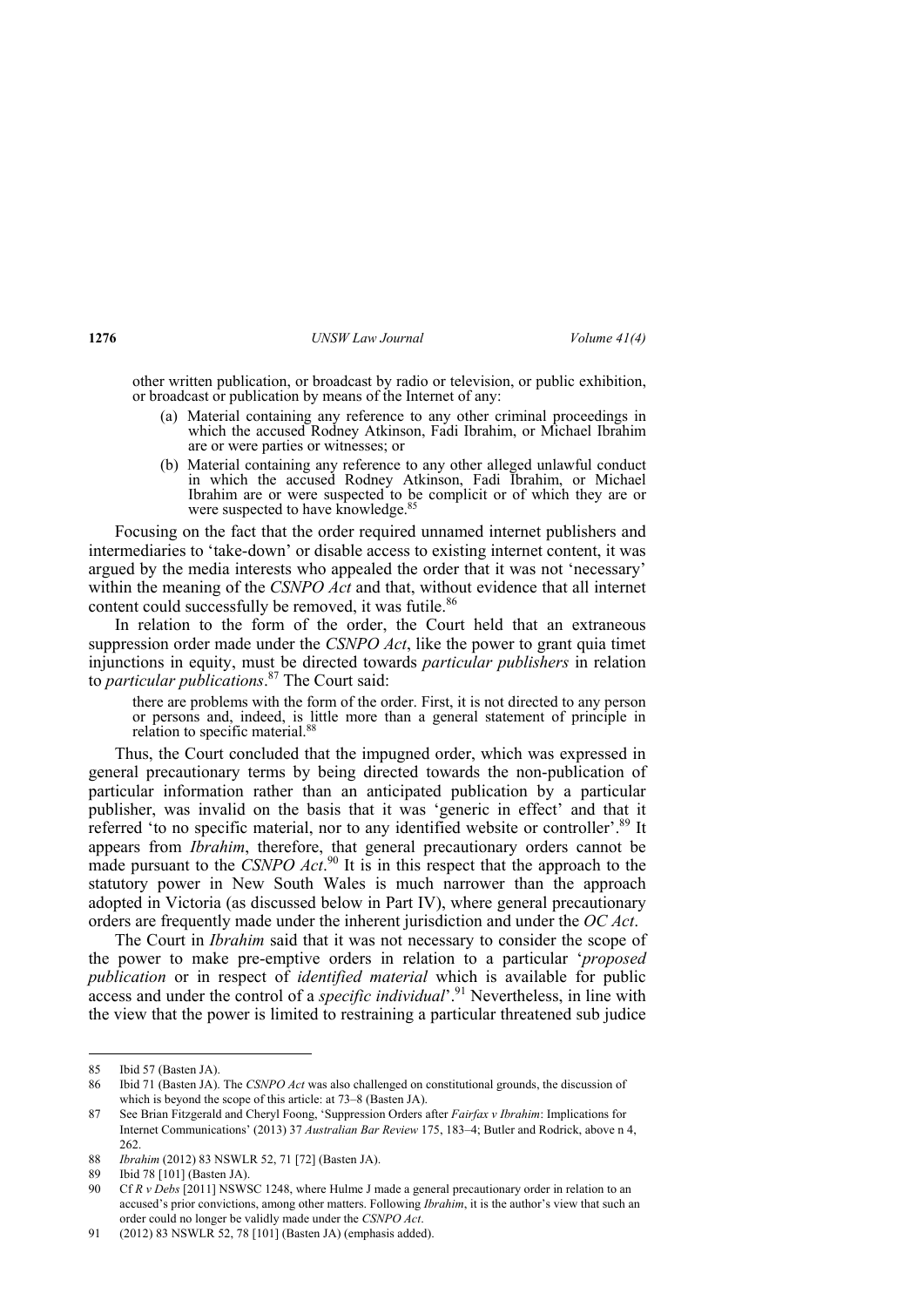other written publication, or broadcast by radio or television, or public exhibition, or broadcast or publication by means of the Internet of any:

> (a) Material containing any reference to any other criminal proceedings in which the accused Rodney Atkinson, Fadi Ibrahim, or Michael Ibrahim are or were parties or witnesses; or
>
> (b) Material containing any reference to any other alleged unlawful conduct in which the accused Rodney Atkinson, Fadi Ibrahim, or Michael Ibrahim are or were suspected to be complicit or of which they are or were suspected to have knowledge.[85]

Focusing on the fact that the order required unnamed internet publishers and intermediaries to 'take-down' or disable access to existing internet content, it was argued by the media interests who appealed the order that it was not 'necessary' within the meaning of the *CSNPO Act* and that, without evidence that all internet content could successfully be removed, it was futile.[86]

In relation to the form of the order, the Court held that an extraneous suppression order made under the *CSNPO Act*, like the power to grant quia timet injunctions in equity, must be directed towards *particular publishers* in relation to *particular publications*.[87] The Court said:

> there are problems with the form of the order. First, it is not directed to any person or persons and, indeed, is little more than a general statement of principle in relation to specific material.[88]

Thus, the Court concluded that the impugned order, which was expressed in general precautionary terms by being directed towards the non-publication of particular information rather than an anticipated publication by a particular publisher, was invalid on the basis that it was 'generic in effect' and that it referred 'to no specific material, nor to any identified website or controller'.[89] It appears from *Ibrahim*, therefore, that general precautionary orders cannot be made pursuant to the *CSNPO Act*.[90] It is in this respect that the approach to the statutory power in New South Wales is much narrower than the approach adopted in Victoria (as discussed below in Part IV), where general precautionary orders are frequently made under the inherent jurisdiction and under the *OC Act*.

The Court in *Ibrahim* said that it was not necessary to consider the scope of the power to make pre-emptive orders in relation to a particular '*proposed publication* or in respect of *identified material* which is available for public access and under the control of a *specific individual*'.[91] Nevertheless, in line with the view that the power is limited to restraining a particular threatened sub judice

---

85 Ibid 57 (Basten JA).

86 Ibid 71 (Basten JA). The *CSNPO Act* was also challenged on constitutional grounds, the discussion of which is beyond the scope of this article: at 73–8 (Basten JA).

87 See Brian Fitzgerald and Cheryl Foong, 'Suppression Orders after *Fairfax v Ibrahim*: Implications for Internet Communications' (2013) 37 *Australian Bar Review* 175, 183–4; Butler and Rodrick, above n 4, 262.

88 *Ibrahim* (2012) 83 NSWLR 52, 71 [72] (Basten JA).

89 Ibid 78 [101] (Basten JA).

90 Cf *R v Debs* [2011] NSWSC 1248, where Hulme J made a general precautionary order in relation to an accused's prior convictions, among other matters. Following *Ibrahim*, it is the author's view that such an order could no longer be validly made under the *CSNPO Act*.

91 (2012) 83 NSWLR 52, 78 [101] (Basten JA) (emphasis added).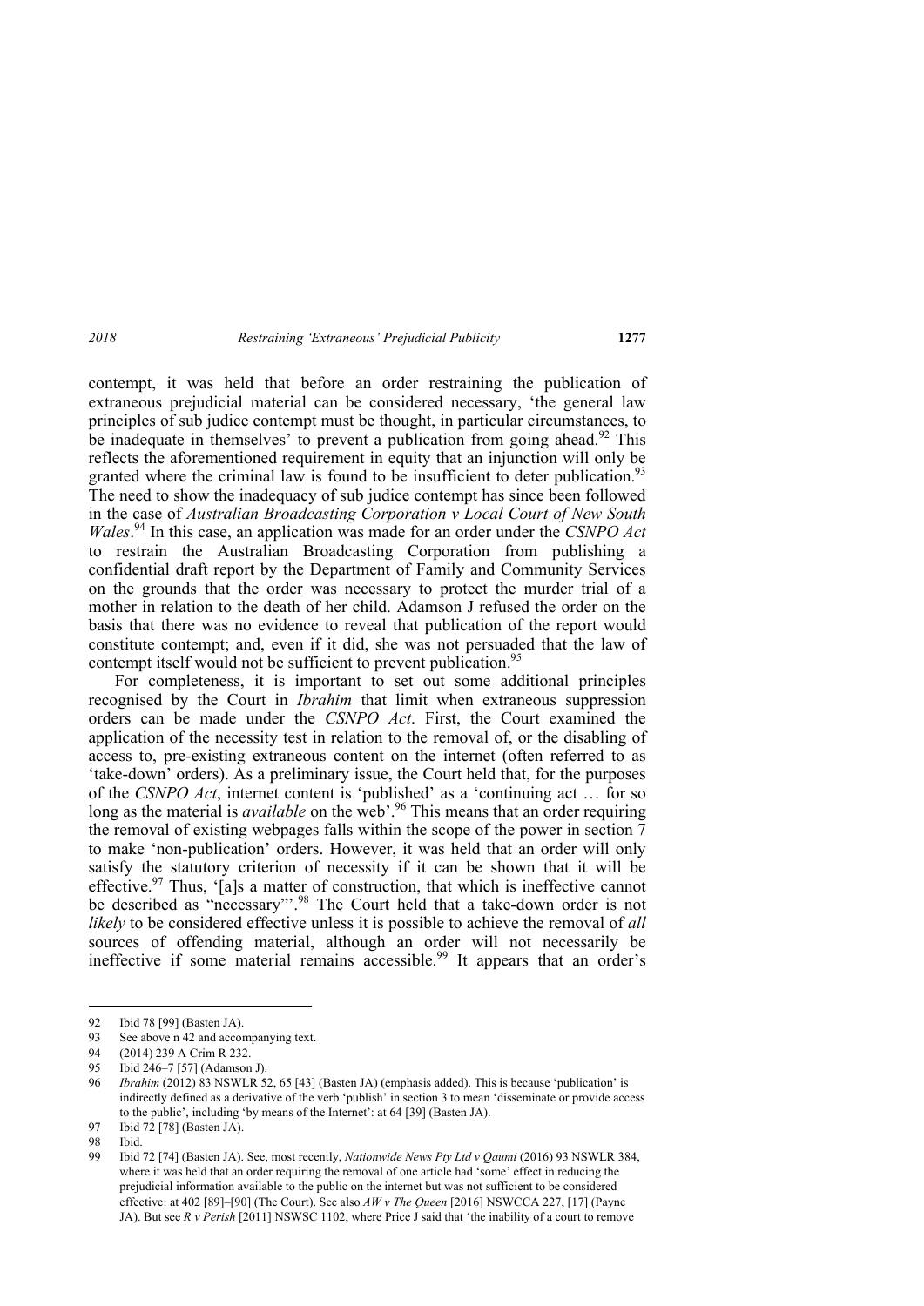contempt, it was held that before an order restraining the publication of extraneous prejudicial material can be considered necessary, 'the general law principles of sub judice contempt must be thought, in particular circumstances, to be inadequate in themselves' to prevent a publication from going ahead.[92] This reflects the aforementioned requirement in equity that an injunction will only be granted where the criminal law is found to be insufficient to deter publication.[93] The need to show the inadequacy of sub judice contempt has since been followed in the case of *Australian Broadcasting Corporation v Local Court of New South Wales*.[94] In this case, an application was made for an order under the *CSNPO Act* to restrain the Australian Broadcasting Corporation from publishing a confidential draft report by the Department of Family and Community Services on the grounds that the order was necessary to protect the murder trial of a mother in relation to the death of her child. Adamson J refused the order on the basis that there was no evidence to reveal that publication of the report would constitute contempt; and, even if it did, she was not persuaded that the law of contempt itself would not be sufficient to prevent publication.[95]

For completeness, it is important to set out some additional principles recognised by the Court in *Ibrahim* that limit when extraneous suppression orders can be made under the *CSNPO Act*. First, the Court examined the application of the necessity test in relation to the removal of, or the disabling of access to, pre-existing extraneous content on the internet (often referred to as 'take-down' orders). As a preliminary issue, the Court held that, for the purposes of the *CSNPO Act*, internet content is 'published' as a 'continuing act … for so long as the material is *available* on the web'.[96] This means that an order requiring the removal of existing webpages falls within the scope of the power in section 7 to make 'non-publication' orders. However, it was held that an order will only satisfy the statutory criterion of necessity if it can be shown that it will be effective.[97] Thus, '[a]s a matter of construction, that which is ineffective cannot be described as "necessary"'.[98] The Court held that a take-down order is not *likely* to be considered effective unless it is possible to achieve the removal of *all* sources of offending material, although an order will not necessarily be ineffective if some material remains accessible.[99] It appears that an order's

---

92 Ibid 78 [99] (Basten JA).

93 See above n 42 and accompanying text.

94 (2014) 239 A Crim R 232.

95 Ibid 246–7 [57] (Adamson J).

96 *Ibrahim* (2012) 83 NSWLR 52, 65 [43] (Basten JA) (emphasis added). This is because 'publication' is indirectly defined as a derivative of the verb 'publish' in section 3 to mean 'disseminate or provide access to the public', including 'by means of the Internet': at 64 [39] (Basten JA).

97 Ibid 72 [78] (Basten JA).

98 Ibid.

99 Ibid 72 [74] (Basten JA). See, most recently, *Nationwide News Pty Ltd v Qaumi* (2016) 93 NSWLR 384, where it was held that an order requiring the removal of one article had 'some' effect in reducing the prejudicial information available to the public on the internet but was not sufficient to be considered effective: at 402 [89]–[90] (The Court). See also *AW v The Queen* [2016] NSWCCA 227, [17] (Payne JA). But see *R v Perish* [2011] NSWSC 1102, where Price J said that 'the inability of a court to remove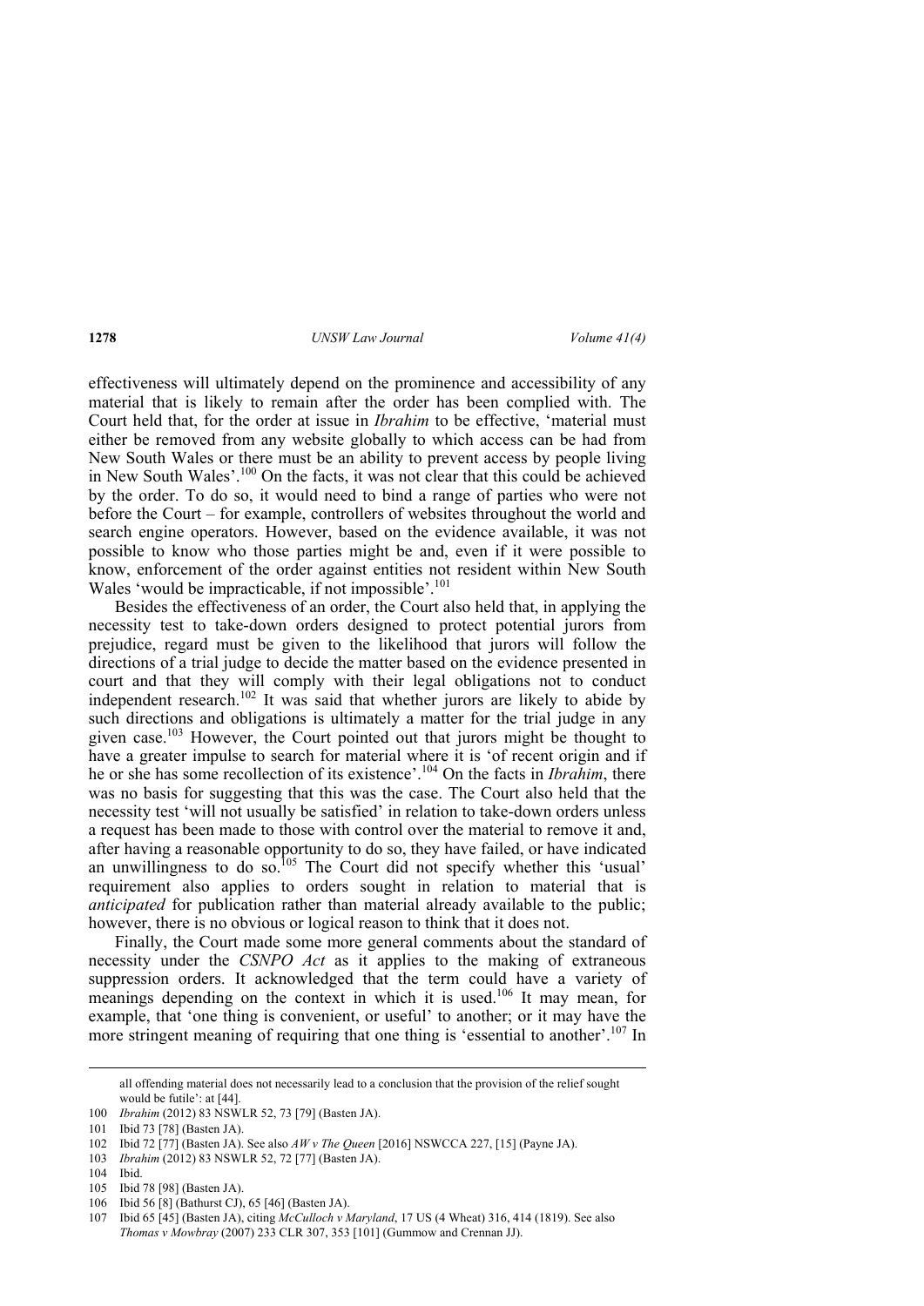effectiveness will ultimately depend on the prominence and accessibility of any material that is likely to remain after the order has been complied with. The Court held that, for the order at issue in *Ibrahim* to be effective, 'material must either be removed from any website globally to which access can be had from New South Wales or there must be an ability to prevent access by people living in New South Wales'.[100] On the facts, it was not clear that this could be achieved by the order. To do so, it would need to bind a range of parties who were not before the Court – for example, controllers of websites throughout the world and search engine operators. However, based on the evidence available, it was not possible to know who those parties might be and, even if it were possible to know, enforcement of the order against entities not resident within New South Wales 'would be impracticable, if not impossible'.[101]

Besides the effectiveness of an order, the Court also held that, in applying the necessity test to take-down orders designed to protect potential jurors from prejudice, regard must be given to the likelihood that jurors will follow the directions of a trial judge to decide the matter based on the evidence presented in court and that they will comply with their legal obligations not to conduct independent research.[102] It was said that whether jurors are likely to abide by such directions and obligations is ultimately a matter for the trial judge in any given case.[103] However, the Court pointed out that jurors might be thought to have a greater impulse to search for material where it is 'of recent origin and if he or she has some recollection of its existence'.[104] On the facts in *Ibrahim*, there was no basis for suggesting that this was the case. The Court also held that the necessity test 'will not usually be satisfied' in relation to take-down orders unless a request has been made to those with control over the material to remove it and, after having a reasonable opportunity to do so, they have failed, or have indicated an unwillingness to do so.[105] The Court did not specify whether this 'usual' requirement also applies to orders sought in relation to material that is *anticipated* for publication rather than material already available to the public; however, there is no obvious or logical reason to think that it does not.

Finally, the Court made some more general comments about the standard of necessity under the *CSNPO Act* as it applies to the making of extraneous suppression orders. It acknowledged that the term could have a variety of meanings depending on the context in which it is used.[106] It may mean, for example, that 'one thing is convenient, or useful' to another; or it may have the more stringent meaning of requiring that one thing is 'essential to another'.[107] In

---

all offending material does not necessarily lead to a conclusion that the provision of the relief sought would be futile': at [44].

100 *Ibrahim* (2012) 83 NSWLR 52, 73 [79] (Basten JA).

101 Ibid 73 [78] (Basten JA).

102 Ibid 72 [77] (Basten JA). See also *AW v The Queen* [2016] NSWCCA 227, [15] (Payne JA).

103 *Ibrahim* (2012) 83 NSWLR 52, 72 [77] (Basten JA).

104 Ibid.

105 Ibid 78 [98] (Basten JA).

106 Ibid 56 [8] (Bathurst CJ), 65 [46] (Basten JA).

107 Ibid 65 [45] (Basten JA), citing *McCulloch v Maryland*, 17 US (4 Wheat) 316, 414 (1819). See also *Thomas v Mowbray* (2007) 233 CLR 307, 353 [101] (Gummow and Crennan JJ).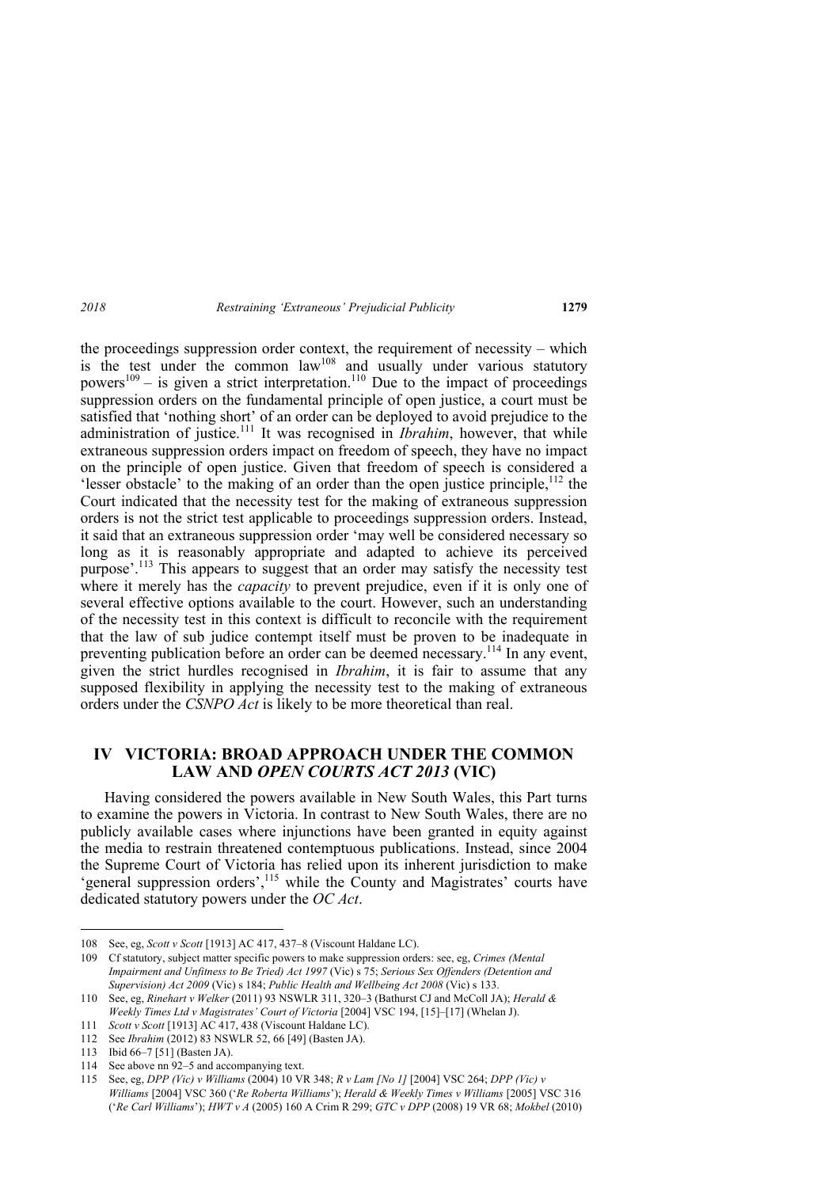the proceedings suppression order context, the requirement of necessity – which is the test under the common law[108] and usually under various statutory powers[109] – is given a strict interpretation.[110] Due to the impact of proceedings suppression orders on the fundamental principle of open justice, a court must be satisfied that 'nothing short' of an order can be deployed to avoid prejudice to the administration of justice.[111] It was recognised in *Ibrahim*, however, that while extraneous suppression orders impact on freedom of speech, they have no impact on the principle of open justice. Given that freedom of speech is considered a 'lesser obstacle' to the making of an order than the open justice principle,[112] the Court indicated that the necessity test for the making of extraneous suppression orders is not the strict test applicable to proceedings suppression orders. Instead, it said that an extraneous suppression order 'may well be considered necessary so long as it is reasonably appropriate and adapted to achieve its perceived purpose'.[113] This appears to suggest that an order may satisfy the necessity test where it merely has the *capacity* to prevent prejudice, even if it is only one of several effective options available to the court. However, such an understanding of the necessity test in this context is difficult to reconcile with the requirement that the law of sub judice contempt itself must be proven to be inadequate in preventing publication before an order can be deemed necessary.[114] In any event, given the strict hurdles recognised in *Ibrahim*, it is fair to assume that any supposed flexibility in applying the necessity test to the making of extraneous orders under the *CSNPO Act* is likely to be more theoretical than real.

## IV VICTORIA: BROAD APPROACH UNDER THE COMMON LAW AND *OPEN COURTS ACT 2013* (VIC)

Having considered the powers available in New South Wales, this Part turns to examine the powers in Victoria. In contrast to New South Wales, there are no publicly available cases where injunctions have been granted in equity against the media to restrain threatened contemptuous publications. Instead, since 2004 the Supreme Court of Victoria has relied upon its inherent jurisdiction to make 'general suppression orders',[115] while the County and Magistrates' courts have dedicated statutory powers under the *OC Act*.

---

108 See, eg, *Scott v Scott* [1913] AC 417, 437–8 (Viscount Haldane LC).

109 Cf statutory, subject matter specific powers to make suppression orders: see, eg, *Crimes (Mental Impairment and Unfitness to Be Tried) Act 1997* (Vic) s 75; *Serious Sex Offenders (Detention and Supervision) Act 2009* (Vic) s 184; *Public Health and Wellbeing Act 2008* (Vic) s 133.

110 See, eg, *Rinehart v Welker* (2011) 93 NSWLR 311, 320–3 (Bathurst CJ and McColl JA); *Herald & Weekly Times Ltd v Magistrates' Court of Victoria* [2004] VSC 194, [15]–[17] (Whelan J).

111 *Scott v Scott* [1913] AC 417, 438 (Viscount Haldane LC).

112 See *Ibrahim* (2012) 83 NSWLR 52, 66 [49] (Basten JA).

113 Ibid 66–7 [51] (Basten JA).

114 See above nn 92–5 and accompanying text.

115 See, eg, *DPP (Vic) v Williams* (2004) 10 VR 348; *R v Lam [No 1]* [2004] VSC 264; *DPP (Vic) v Williams* [2004] VSC 360 ('*Re Roberta Williams*'); *Herald & Weekly Times v Williams* [2005] VSC 316 ('*Re Carl Williams*'); *HWT v A* (2005) 160 A Crim R 299; *GTC v DPP* (2008) 19 VR 68; *Mokbel* (2010)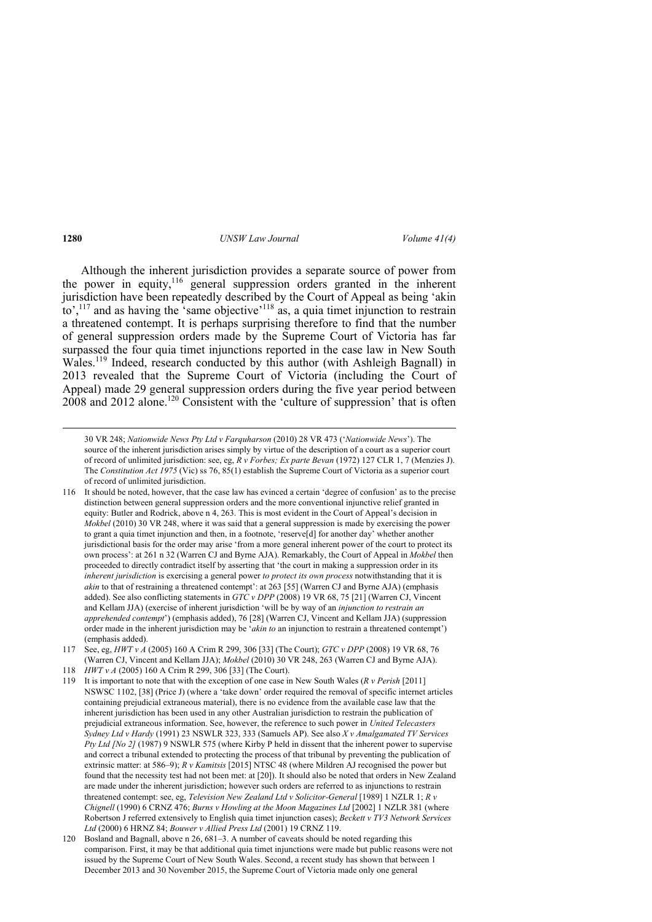Although the inherent jurisdiction provides a separate source of power from the power in equity,[116] general suppression orders granted in the inherent jurisdiction have been repeatedly described by the Court of Appeal as being 'akin to',[117] and as having the 'same objective'[118] as, a quia timet injunction to restrain a threatened contempt. It is perhaps surprising therefore to find that the number of general suppression orders made by the Supreme Court of Victoria has far surpassed the four quia timet injunctions reported in the case law in New South Wales.[119] Indeed, research conducted by this author (with Ashleigh Bagnall) in 2013 revealed that the Supreme Court of Victoria (including the Court of Appeal) made 29 general suppression orders during the five year period between 2008 and 2012 alone.[120] Consistent with the 'culture of suppression' that is often

---

30 VR 248; *Nationwide News Pty Ltd v Farquharson* (2010) 28 VR 473 ('*Nationwide News*'). The source of the inherent jurisdiction arises simply by virtue of the description of a court as a superior court of record of unlimited jurisdiction: see, eg, *R v Forbes; Ex parte Bevan* (1972) 127 CLR 1, 7 (Menzies J). The *Constitution Act 1975* (Vic) ss 76, 85(1) establish the Supreme Court of Victoria as a superior court of record of unlimited jurisdiction.

116 It should be noted, however, that the case law has evinced a certain 'degree of confusion' as to the precise distinction between general suppression orders and the more conventional injunctive relief granted in equity: Butler and Rodrick, above n 4, 263. This is most evident in the Court of Appeal's decision in *Mokbel* (2010) 30 VR 248, where it was said that a general suppression is made by exercising the power to grant a quia timet injunction and then, in a footnote, 'reserve[d] for another day' whether another jurisdictional basis for the order may arise 'from a more general inherent power of the court to protect its own process': at 261 n 32 (Warren CJ and Byrne AJA). Remarkably, the Court of Appeal in *Mokbel* then proceeded to directly contradict itself by asserting that 'the court in making a suppression order in its *inherent jurisdiction* is exercising a general power *to protect its own process* notwithstanding that it is *akin* to that of restraining a threatened contempt': at 263 [55] (Warren CJ and Byrne AJA) (emphasis added). See also conflicting statements in *GTC v DPP* (2008) 19 VR 68, 75 [21] (Warren CJ, Vincent and Kellam JJA) (exercise of inherent jurisdiction 'will be by way of an *injunction to restrain an apprehended contempt*') (emphasis added), 76 [28] (Warren CJ, Vincent and Kellam JJA) (suppression order made in the inherent jurisdiction may be '*akin to* an injunction to restrain a threatened contempt') (emphasis added).

117 See, eg, *HWT v A* (2005) 160 A Crim R 299, 306 [33] (The Court); *GTC v DPP* (2008) 19 VR 68, 76 (Warren CJ, Vincent and Kellam JJA); *Mokbel* (2010) 30 VR 248, 263 (Warren CJ and Byrne AJA).

118 *HWT v A* (2005) 160 A Crim R 299, 306 [33] (The Court).

119 It is important to note that with the exception of one case in New South Wales (*R v Perish* [2011] NSWSC 1102, [38] (Price J) (where a 'take down' order required the removal of specific internet articles containing prejudicial extraneous material), there is no evidence from the available case law that the inherent jurisdiction has been used in any other Australian jurisdiction to restrain the publication of prejudicial extraneous information. See, however, the reference to such power in *United Telecasters Sydney Ltd v Hardy* (1991) 23 NSWLR 323, 333 (Samuels AP). See also *X v Amalgamated TV Services Pty Ltd [No 2]* (1987) 9 NSWLR 575 (where Kirby P held in dissent that the inherent power to supervise and correct a tribunal extended to protecting the process of that tribunal by preventing the publication of extrinsic matter: at 586–9); *R v Kamitsis* [2015] NTSC 48 (where Mildren AJ recognised the power but found that the necessity test had not been met: at [20]). It should also be noted that orders in New Zealand are made under the inherent jurisdiction; however such orders are referred to as injunctions to restrain threatened contempt: see, eg, *Television New Zealand Ltd v Solicitor-General* [1989] 1 NZLR 1; *R v Chignell* (1990) 6 CRNZ 476; *Burns v Howling at the Moon Magazines Ltd* [2002] 1 NZLR 381 (where Robertson J referred extensively to English quia timet injunction cases); *Beckett v TV3 Network Services Ltd* (2000) 6 HRNZ 84; *Bouwer v Allied Press Ltd* (2001) 19 CRNZ 119.

120 Bosland and Bagnall, above n 26, 681–3. A number of caveats should be noted regarding this comparison. First, it may be that additional quia timet injunctions were made but public reasons were not issued by the Supreme Court of New South Wales. Second, a recent study has shown that between 1 December 2013 and 30 November 2015, the Supreme Court of Victoria made only one general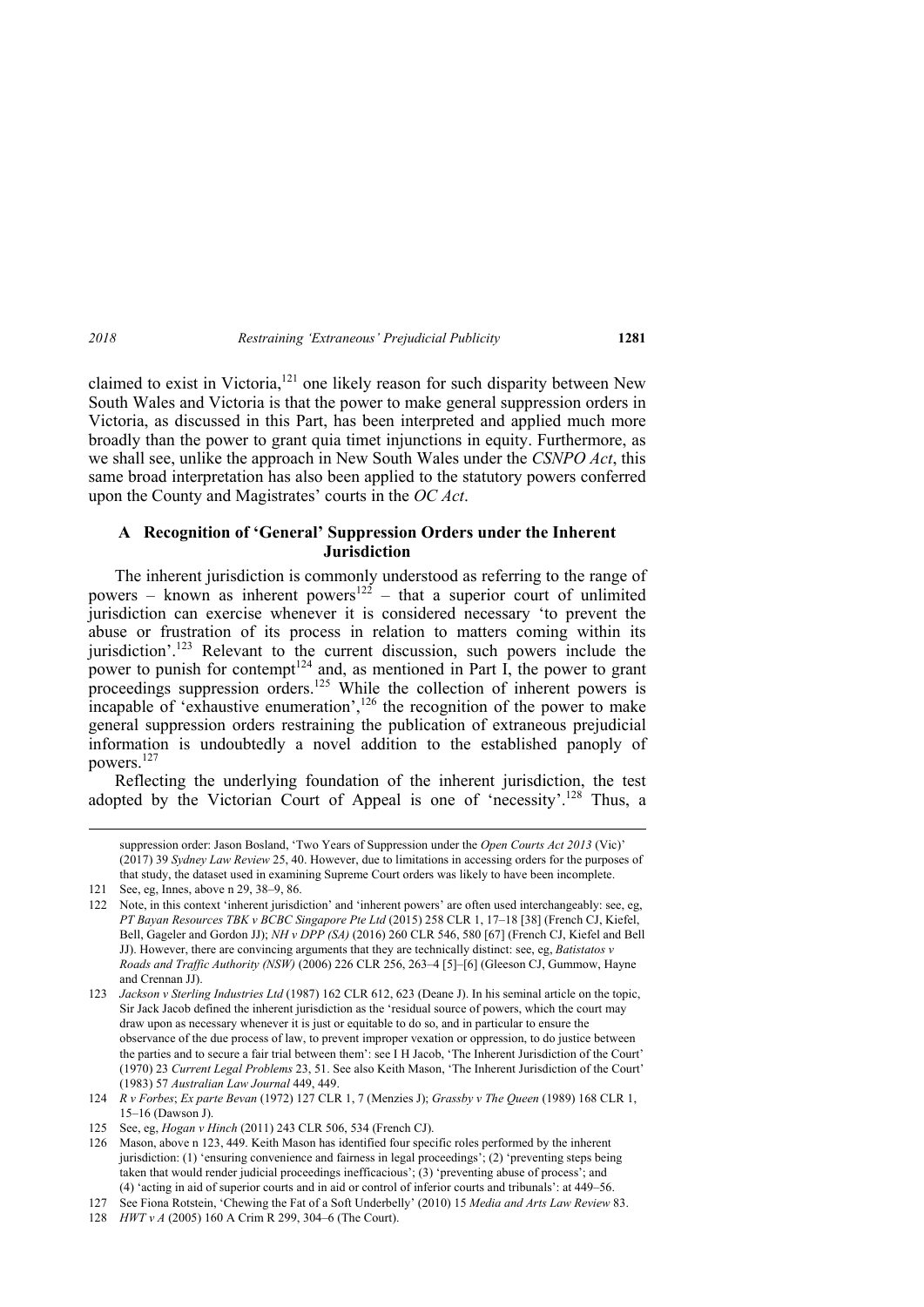claimed to exist in Victoria,[121] one likely reason for such disparity between New South Wales and Victoria is that the power to make general suppression orders in Victoria, as discussed in this Part, has been interpreted and applied much more broadly than the power to grant quia timet injunctions in equity. Furthermore, as we shall see, unlike the approach in New South Wales under the *CSNPO Act*, this same broad interpretation has also been applied to the statutory powers conferred upon the County and Magistrates' courts in the *OC Act*.

### A Recognition of 'General' Suppression Orders under the Inherent Jurisdiction

The inherent jurisdiction is commonly understood as referring to the range of powers – known as inherent powers[122] – that a superior court of unlimited jurisdiction can exercise whenever it is considered necessary 'to prevent the abuse or frustration of its process in relation to matters coming within its jurisdiction'.[123] Relevant to the current discussion, such powers include the power to punish for contempt[124] and, as mentioned in Part I, the power to grant proceedings suppression orders.[125] While the collection of inherent powers is incapable of 'exhaustive enumeration',[126] the recognition of the power to make general suppression orders restraining the publication of extraneous prejudicial information is undoubtedly a novel addition to the established panoply of powers.[127]

Reflecting the underlying foundation of the inherent jurisdiction, the test adopted by the Victorian Court of Appeal is one of 'necessity'.[128] Thus, a

---

suppression order: Jason Bosland, 'Two Years of Suppression under the *Open Courts Act 2013* (Vic)' (2017) 39 *Sydney Law Review* 25, 40. However, due to limitations in accessing orders for the purposes of that study, the dataset used in examining Supreme Court orders was likely to have been incomplete.

121 See, eg, Innes, above n 29, 38–9, 86.

122 Note, in this context 'inherent jurisdiction' and 'inherent powers' are often used interchangeably: see, eg, *PT Bayan Resources TBK v BCBC Singapore Pte Ltd* (2015) 258 CLR 1, 17–18 [38] (French CJ, Kiefel, Bell, Gageler and Gordon JJ); *NH v DPP (SA)* (2016) 260 CLR 546, 580 [67] (French CJ, Kiefel and Bell JJ). However, there are convincing arguments that they are technically distinct: see, eg, *Batistatos v Roads and Traffic Authority (NSW)* (2006) 226 CLR 256, 263–4 [5]–[6] (Gleeson CJ, Gummow, Hayne and Crennan JJ).

123 *Jackson v Sterling Industries Ltd* (1987) 162 CLR 612, 623 (Deane J). In his seminal article on the topic, Sir Jack Jacob defined the inherent jurisdiction as the 'residual source of powers, which the court may draw upon as necessary whenever it is just or equitable to do so, and in particular to ensure the observance of the due process of law, to prevent improper vexation or oppression, to do justice between the parties and to secure a fair trial between them': see I H Jacob, 'The Inherent Jurisdiction of the Court' (1970) 23 *Current Legal Problems* 23, 51. See also Keith Mason, 'The Inherent Jurisdiction of the Court' (1983) 57 *Australian Law Journal* 449, 449.

124 *R v Forbes*; *Ex parte Bevan* (1972) 127 CLR 1, 7 (Menzies J); *Grassby v The Queen* (1989) 168 CLR 1, 15–16 (Dawson J).

125 See, eg, *Hogan v Hinch* (2011) 243 CLR 506, 534 (French CJ).

126 Mason, above n 123, 449. Keith Mason has identified four specific roles performed by the inherent jurisdiction: (1) 'ensuring convenience and fairness in legal proceedings'; (2) 'preventing steps being taken that would render judicial proceedings inefficacious'; (3) 'preventing abuse of process'; and (4) 'acting in aid of superior courts and in aid or control of inferior courts and tribunals': at 449–56.

127 See Fiona Rotstein, 'Chewing the Fat of a Soft Underbelly' (2010) 15 *Media and Arts Law Review* 83.

128 *HWT v A* (2005) 160 A Crim R 299, 304–6 (The Court).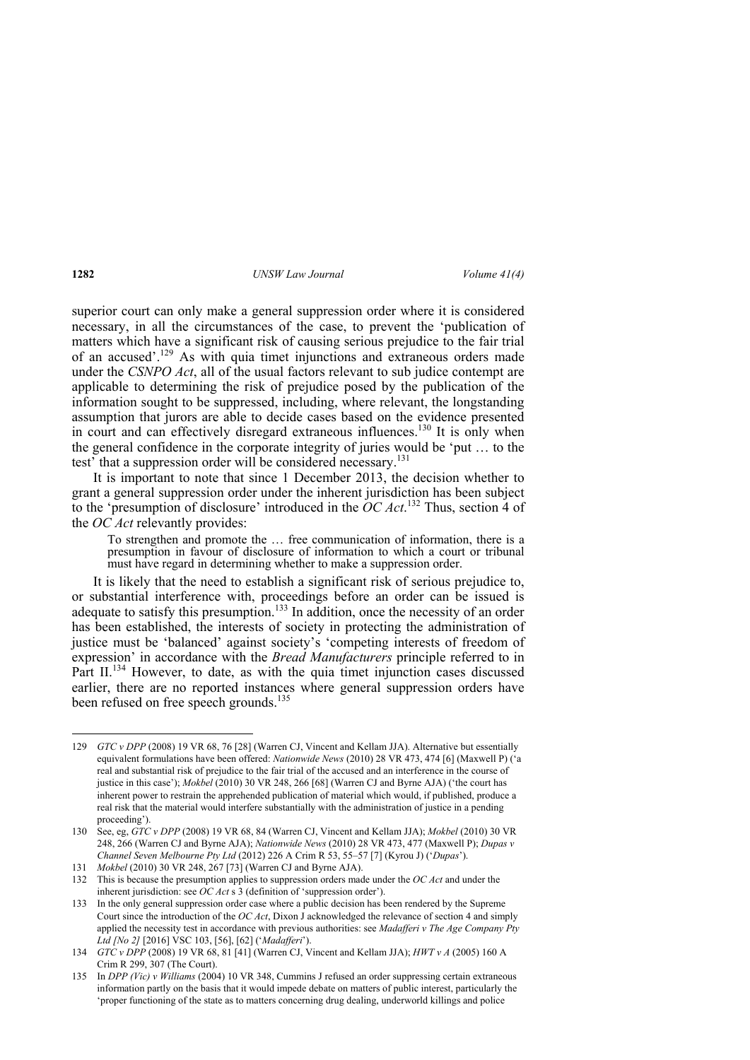superior court can only make a general suppression order where it is considered necessary, in all the circumstances of the case, to prevent the 'publication of matters which have a significant risk of causing serious prejudice to the fair trial of an accused'.[129] As with quia timet injunctions and extraneous orders made under the *CSNPO Act*, all of the usual factors relevant to sub judice contempt are applicable to determining the risk of prejudice posed by the publication of the information sought to be suppressed, including, where relevant, the longstanding assumption that jurors are able to decide cases based on the evidence presented in court and can effectively disregard extraneous influences.[130] It is only when the general confidence in the corporate integrity of juries would be 'put … to the test' that a suppression order will be considered necessary.[131]

It is important to note that since 1 December 2013, the decision whether to grant a general suppression order under the inherent jurisdiction has been subject to the 'presumption of disclosure' introduced in the *OC Act*.[132] Thus, section 4 of the *OC Act* relevantly provides:

> To strengthen and promote the … free communication of information, there is a presumption in favour of disclosure of information to which a court or tribunal must have regard in determining whether to make a suppression order.

It is likely that the need to establish a significant risk of serious prejudice to, or substantial interference with, proceedings before an order can be issued is adequate to satisfy this presumption.[133] In addition, once the necessity of an order has been established, the interests of society in protecting the administration of justice must be 'balanced' against society's 'competing interests of freedom of expression' in accordance with the *Bread Manufacturers* principle referred to in Part II.[134] However, to date, as with the quia timet injunction cases discussed earlier, there are no reported instances where general suppression orders have been refused on free speech grounds.[135]

---

129 *GTC v DPP* (2008) 19 VR 68, 76 [28] (Warren CJ, Vincent and Kellam JJA). Alternative but essentially equivalent formulations have been offered: *Nationwide News* (2010) 28 VR 473, 474 [6] (Maxwell P) ('a real and substantial risk of prejudice to the fair trial of the accused and an interference in the course of justice in this case'); *Mokbel* (2010) 30 VR 248, 266 [68] (Warren CJ and Byrne AJA) ('the court has inherent power to restrain the apprehended publication of material which would, if published, produce a real risk that the material would interfere substantially with the administration of justice in a pending proceeding').

130 See, eg, *GTC v DPP* (2008) 19 VR 68, 84 (Warren CJ, Vincent and Kellam JJA); *Mokbel* (2010) 30 VR 248, 266 (Warren CJ and Byrne AJA); *Nationwide News* (2010) 28 VR 473, 477 (Maxwell P); *Dupas v Channel Seven Melbourne Pty Ltd* (2012) 226 A Crim R 53, 55–57 [7] (Kyrou J) ('*Dupas*').

131 *Mokbel* (2010) 30 VR 248, 267 [73] (Warren CJ and Byrne AJA).

132 This is because the presumption applies to suppression orders made under the *OC Act* and under the inherent jurisdiction: see *OC Act* s 3 (definition of 'suppression order').

133 In the only general suppression order case where a public decision has been rendered by the Supreme Court since the introduction of the *OC Act*, Dixon J acknowledged the relevance of section 4 and simply applied the necessity test in accordance with previous authorities: see *Madafferi v The Age Company Pty Ltd [No 2]* [2016] VSC 103, [56], [62] ('*Madafferi*').

134 *GTC v DPP* (2008) 19 VR 68, 81 [41] (Warren CJ, Vincent and Kellam JJA); *HWT v A* (2005) 160 A Crim R 299, 307 (The Court).

135 In *DPP (Vic) v Williams* (2004) 10 VR 348, Cummins J refused an order suppressing certain extraneous information partly on the basis that it would impede debate on matters of public interest, particularly the 'proper functioning of the state as to matters concerning drug dealing, underworld killings and police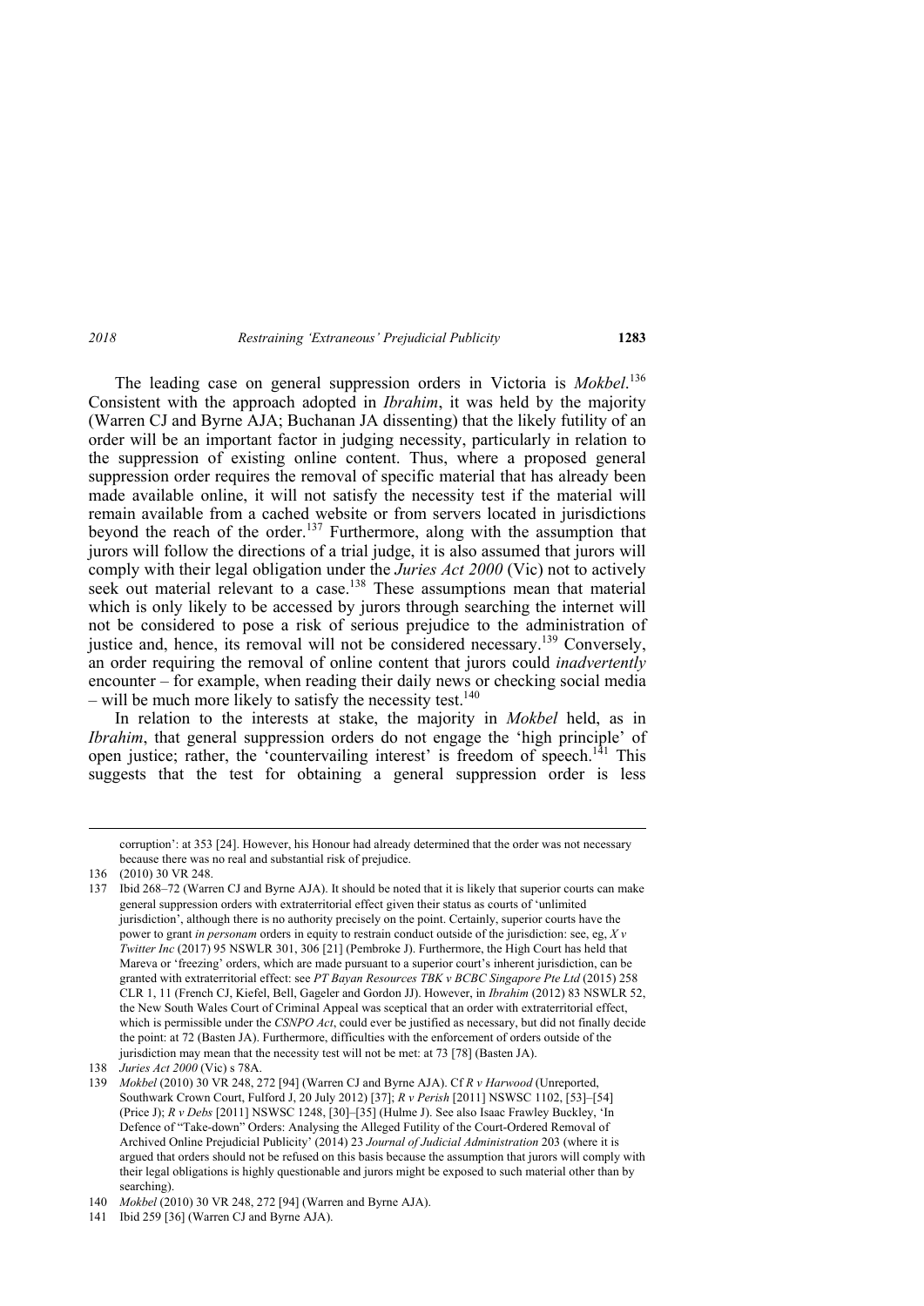The leading case on general suppression orders in Victoria is *Mokbel*.[136] Consistent with the approach adopted in *Ibrahim*, it was held by the majority (Warren CJ and Byrne AJA; Buchanan JA dissenting) that the likely futility of an order will be an important factor in judging necessity, particularly in relation to the suppression of existing online content. Thus, where a proposed general suppression order requires the removal of specific material that has already been made available online, it will not satisfy the necessity test if the material will remain available from a cached website or from servers located in jurisdictions beyond the reach of the order.[137] Furthermore, along with the assumption that jurors will follow the directions of a trial judge, it is also assumed that jurors will comply with their legal obligation under the *Juries Act 2000* (Vic) not to actively seek out material relevant to a case.[138] These assumptions mean that material which is only likely to be accessed by jurors through searching the internet will not be considered to pose a risk of serious prejudice to the administration of justice and, hence, its removal will not be considered necessary.[139] Conversely, an order requiring the removal of online content that jurors could *inadvertently* encounter – for example, when reading their daily news or checking social media – will be much more likely to satisfy the necessity test.[140]

In relation to the interests at stake, the majority in *Mokbel* held, as in *Ibrahim*, that general suppression orders do not engage the 'high principle' of open justice; rather, the 'countervailing interest' is freedom of speech.[141] This suggests that the test for obtaining a general suppression order is less

---

corruption': at 353 [24]. However, his Honour had already determined that the order was not necessary because there was no real and substantial risk of prejudice.

136 (2010) 30 VR 248.

137 Ibid 268–72 (Warren CJ and Byrne AJA). It should be noted that it is likely that superior courts can make general suppression orders with extraterritorial effect given their status as courts of 'unlimited jurisdiction', although there is no authority precisely on the point. Certainly, superior courts have the power to grant *in personam* orders in equity to restrain conduct outside of the jurisdiction: see, eg, *X v Twitter Inc* (2017) 95 NSWLR 301, 306 [21] (Pembroke J). Furthermore, the High Court has held that Mareva or 'freezing' orders, which are made pursuant to a superior court's inherent jurisdiction, can be granted with extraterritorial effect: see *PT Bayan Resources TBK v BCBC Singapore Pte Ltd* (2015) 258 CLR 1, 11 (French CJ, Kiefel, Bell, Gageler and Gordon JJ). However, in *Ibrahim* (2012) 83 NSWLR 52, the New South Wales Court of Criminal Appeal was sceptical that an order with extraterritorial effect, which is permissible under the *CSNPO Act*, could ever be justified as necessary, but did not finally decide the point: at 72 (Basten JA). Furthermore, difficulties with the enforcement of orders outside of the jurisdiction may mean that the necessity test will not be met: at 73 [78] (Basten JA).

138 *Juries Act 2000* (Vic) s 78A.

139 *Mokbel* (2010) 30 VR 248, 272 [94] (Warren CJ and Byrne AJA). Cf *R v Harwood* (Unreported, Southwark Crown Court, Fulford J, 20 July 2012) [37]; *R v Perish* [2011] NSWSC 1102, [53]–[54] (Price J); *R v Debs* [2011] NSWSC 1248, [30]–[35] (Hulme J). See also Isaac Frawley Buckley, 'In Defence of "Take-down" Orders: Analysing the Alleged Futility of the Court-Ordered Removal of Archived Online Prejudicial Publicity' (2014) 23 *Journal of Judicial Administration* 203 (where it is argued that orders should not be refused on this basis because the assumption that jurors will comply with their legal obligations is highly questionable and jurors might be exposed to such material other than by searching).

140 *Mokbel* (2010) 30 VR 248, 272 [94] (Warren and Byrne AJA).

141 Ibid 259 [36] (Warren CJ and Byrne AJA).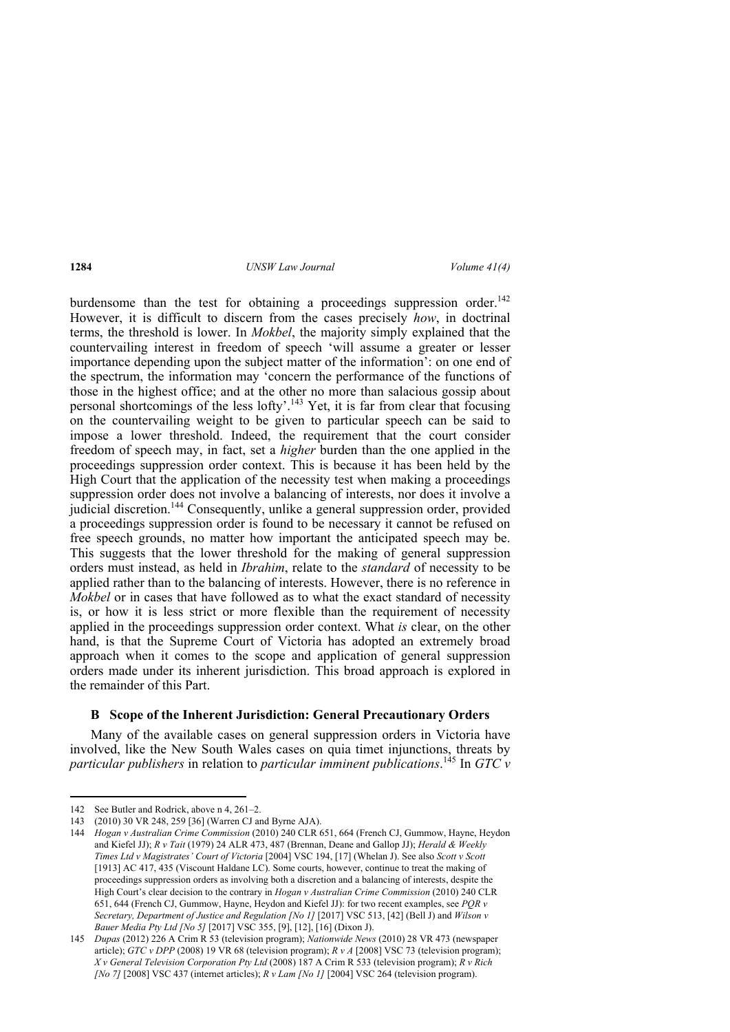burdensome than the test for obtaining a proceedings suppression order.[142] However, it is difficult to discern from the cases precisely *how*, in doctrinal terms, the threshold is lower. In *Mokbel*, the majority simply explained that the countervailing interest in freedom of speech 'will assume a greater or lesser importance depending upon the subject matter of the information': on one end of the spectrum, the information may 'concern the performance of the functions of those in the highest office; and at the other no more than salacious gossip about personal shortcomings of the less lofty'.[143] Yet, it is far from clear that focusing on the countervailing weight to be given to particular speech can be said to impose a lower threshold. Indeed, the requirement that the court consider freedom of speech may, in fact, set a *higher* burden than the one applied in the proceedings suppression order context. This is because it has been held by the High Court that the application of the necessity test when making a proceedings suppression order does not involve a balancing of interests, nor does it involve a judicial discretion.[144] Consequently, unlike a general suppression order, provided a proceedings suppression order is found to be necessary it cannot be refused on free speech grounds, no matter how important the anticipated speech may be. This suggests that the lower threshold for the making of general suppression orders must instead, as held in *Ibrahim*, relate to the *standard* of necessity to be applied rather than to the balancing of interests. However, there is no reference in *Mokbel* or in cases that have followed as to what the exact standard of necessity is, or how it is less strict or more flexible than the requirement of necessity applied in the proceedings suppression order context. What *is* clear, on the other hand, is that the Supreme Court of Victoria has adopted an extremely broad approach when it comes to the scope and application of general suppression orders made under its inherent jurisdiction. This broad approach is explored in the remainder of this Part.

### B Scope of the Inherent Jurisdiction: General Precautionary Orders

Many of the available cases on general suppression orders in Victoria have involved, like the New South Wales cases on quia timet injunctions, threats by *particular publishers* in relation to *particular imminent publications*.[145] In *GTC v*

---

142 See Butler and Rodrick, above n 4, 261–2.

143 (2010) 30 VR 248, 259 [36] (Warren CJ and Byrne AJA).

144 *Hogan v Australian Crime Commission* (2010) 240 CLR 651, 664 (French CJ, Gummow, Hayne, Heydon and Kiefel JJ); *R v Tait* (1979) 24 ALR 473, 487 (Brennan, Deane and Gallop JJ); *Herald & Weekly Times Ltd v Magistrates' Court of Victoria* [2004] VSC 194, [17] (Whelan J). See also *Scott v Scott* [1913] AC 417, 435 (Viscount Haldane LC). Some courts, however, continue to treat the making of proceedings suppression orders as involving both a discretion and a balancing of interests, despite the High Court's clear decision to the contrary in *Hogan v Australian Crime Commission* (2010) 240 CLR 651, 644 (French CJ, Gummow, Hayne, Heydon and Kiefel JJ): for two recent examples, see *PQR v Secretary, Department of Justice and Regulation [No 1]* [2017] VSC 513, [42] (Bell J) and *Wilson v Bauer Media Pty Ltd [No 5]* [2017] VSC 355, [9], [12], [16] (Dixon J).

145 *Dupas* (2012) 226 A Crim R 53 (television program); *Nationwide News* (2010) 28 VR 473 (newspaper article); *GTC v DPP* (2008) 19 VR 68 (television program); *R v A* [2008] VSC 73 (television program); *X v General Television Corporation Pty Ltd* (2008) 187 A Crim R 533 (television program); *R v Rich [No 7]* [2008] VSC 437 (internet articles); *R v Lam [No 1]* [2004] VSC 264 (television program).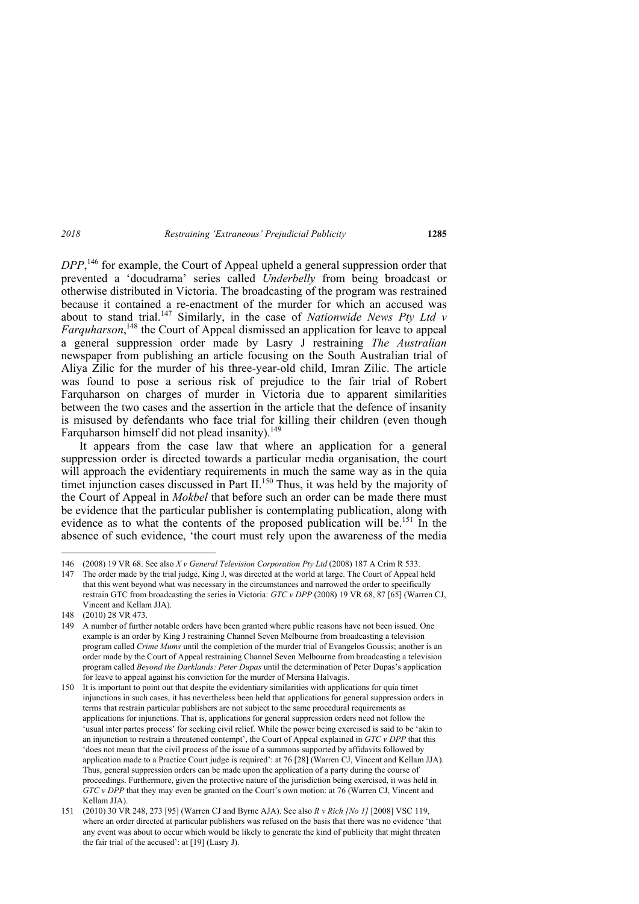*DPP*,[146] for example, the Court of Appeal upheld a general suppression order that prevented a 'docudrama' series called *Underbelly* from being broadcast or otherwise distributed in Victoria. The broadcasting of the program was restrained because it contained a re-enactment of the murder for which an accused was about to stand trial.[147] Similarly, in the case of *Nationwide News Pty Ltd v Farquharson*,[148] the Court of Appeal dismissed an application for leave to appeal a general suppression order made by Lasry J restraining *The Australian* newspaper from publishing an article focusing on the South Australian trial of Aliya Zilic for the murder of his three-year-old child, Imran Zilic. The article was found to pose a serious risk of prejudice to the fair trial of Robert Farquharson on charges of murder in Victoria due to apparent similarities between the two cases and the assertion in the article that the defence of insanity is misused by defendants who face trial for killing their children (even though Farquharson himself did not plead insanity).[149]

It appears from the case law that where an application for a general suppression order is directed towards a particular media organisation, the court will approach the evidentiary requirements in much the same way as in the quia timet injunction cases discussed in Part II.[150] Thus, it was held by the majority of the Court of Appeal in *Mokbel* that before such an order can be made there must be evidence that the particular publisher is contemplating publication, along with evidence as to what the contents of the proposed publication will be.[151] In the absence of such evidence, 'the court must rely upon the awareness of the media

---

146 (2008) 19 VR 68. See also *X v General Television Corporation Pty Ltd* (2008) 187 A Crim R 533.

147 The order made by the trial judge, King J, was directed at the world at large. The Court of Appeal held that this went beyond what was necessary in the circumstances and narrowed the order to specifically restrain GTC from broadcasting the series in Victoria: *GTC v DPP* (2008) 19 VR 68, 87 [65] (Warren CJ, Vincent and Kellam JJA).

148 (2010) 28 VR 473.

149 A number of further notable orders have been granted where public reasons have not been issued. One example is an order by King J restraining Channel Seven Melbourne from broadcasting a television program called *Crime Mums* until the completion of the murder trial of Evangelos Goussis; another is an order made by the Court of Appeal restraining Channel Seven Melbourne from broadcasting a television program called *Beyond the Darklands: Peter Dupas* until the determination of Peter Dupas's application for leave to appeal against his conviction for the murder of Mersina Halvagis.

150 It is important to point out that despite the evidentiary similarities with applications for quia timet injunctions in such cases, it has nevertheless been held that applications for general suppression orders in terms that restrain particular publishers are not subject to the same procedural requirements as applications for injunctions. That is, applications for general suppression orders need not follow the 'usual inter partes process' for seeking civil relief. While the power being exercised is said to be 'akin to an injunction to restrain a threatened contempt', the Court of Appeal explained in *GTC v DPP* that this 'does not mean that the civil process of the issue of a summons supported by affidavits followed by application made to a Practice Court judge is required': at 76 [28] (Warren CJ, Vincent and Kellam JJA). Thus, general suppression orders can be made upon the application of a party during the course of proceedings. Furthermore, given the protective nature of the jurisdiction being exercised, it was held in *GTC v DPP* that they may even be granted on the Court's own motion: at 76 (Warren CJ, Vincent and Kellam JJA).

151 (2010) 30 VR 248, 273 [95] (Warren CJ and Byrne AJA). See also *R v Rich [No 1]* [2008] VSC 119, where an order directed at particular publishers was refused on the basis that there was no evidence 'that any event was about to occur which would be likely to generate the kind of publicity that might threaten the fair trial of the accused': at [19] (Lasry J).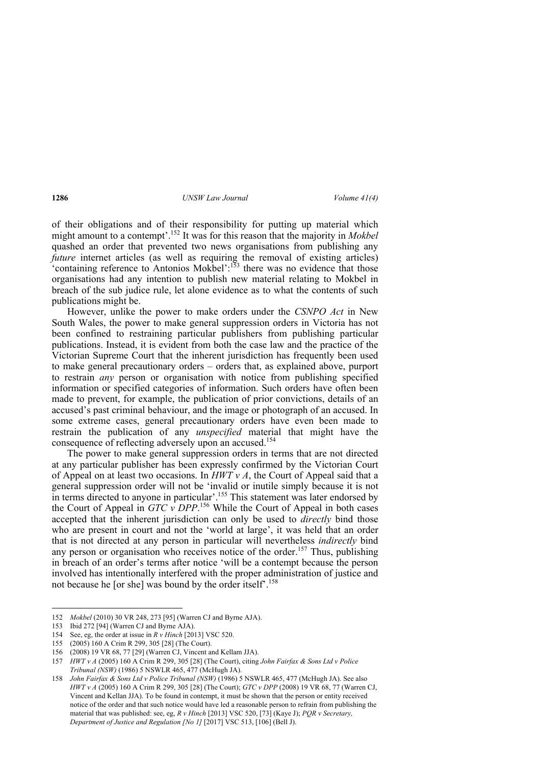of their obligations and of their responsibility for putting up material which might amount to a contempt'.[152] It was for this reason that the majority in *Mokbel* quashed an order that prevented two news organisations from publishing any *future* internet articles (as well as requiring the removal of existing articles) 'containing reference to Antonios Mokbel':[153] there was no evidence that those organisations had any intention to publish new material relating to Mokbel in breach of the sub judice rule, let alone evidence as to what the contents of such publications might be.

However, unlike the power to make orders under the *CSNPO Act* in New South Wales, the power to make general suppression orders in Victoria has not been confined to restraining particular publishers from publishing particular publications. Instead, it is evident from both the case law and the practice of the Victorian Supreme Court that the inherent jurisdiction has frequently been used to make general precautionary orders – orders that, as explained above, purport to restrain *any* person or organisation with notice from publishing specified information or specified categories of information. Such orders have often been made to prevent, for example, the publication of prior convictions, details of an accused's past criminal behaviour, and the image or photograph of an accused. In some extreme cases, general precautionary orders have even been made to restrain the publication of any *unspecified* material that might have the consequence of reflecting adversely upon an accused.[154]

The power to make general suppression orders in terms that are not directed at any particular publisher has been expressly confirmed by the Victorian Court of Appeal on at least two occasions. In *HWT v A*, the Court of Appeal said that a general suppression order will not be 'invalid or inutile simply because it is not in terms directed to anyone in particular'.[155] This statement was later endorsed by the Court of Appeal in *GTC v DPP*.[156] While the Court of Appeal in both cases accepted that the inherent jurisdiction can only be used to *directly* bind those who are present in court and not the 'world at large', it was held that an order that is not directed at any person in particular will nevertheless *indirectly* bind any person or organisation who receives notice of the order.[157] Thus, publishing in breach of an order's terms after notice 'will be a contempt because the person involved has intentionally interfered with the proper administration of justice and not because he [or she] was bound by the order itself'.[158]

---

152 *Mokbel* (2010) 30 VR 248, 273 [95] (Warren CJ and Byrne AJA).

153 Ibid 272 [94] (Warren CJ and Byrne AJA).

154 See, eg, the order at issue in *R v Hinch* [2013] VSC 520.

155 (2005) 160 A Crim R 299, 305 [28] (The Court).

156 (2008) 19 VR 68, 77 [29] (Warren CJ, Vincent and Kellam JJA).

157 *HWT v A* (2005) 160 A Crim R 299, 305 [28] (The Court), citing *John Fairfax & Sons Ltd v Police Tribunal (NSW)* (1986) 5 NSWLR 465, 477 (McHugh JA).

158 *John Fairfax & Sons Ltd v Police Tribunal (NSW)* (1986) 5 NSWLR 465, 477 (McHugh JA). See also *HWT v A* (2005) 160 A Crim R 299, 305 [28] (The Court); *GTC v DPP* (2008) 19 VR 68, 77 (Warren CJ, Vincent and Kellan JJA). To be found in contempt, it must be shown that the person or entity received notice of the order and that such notice would have led a reasonable person to refrain from publishing the material that was published: see, eg, *R v Hinch* [2013] VSC 520, [73] (Kaye J); *PQR v Secretary, Department of Justice and Regulation [No 1]* [2017] VSC 513, [106] (Bell J).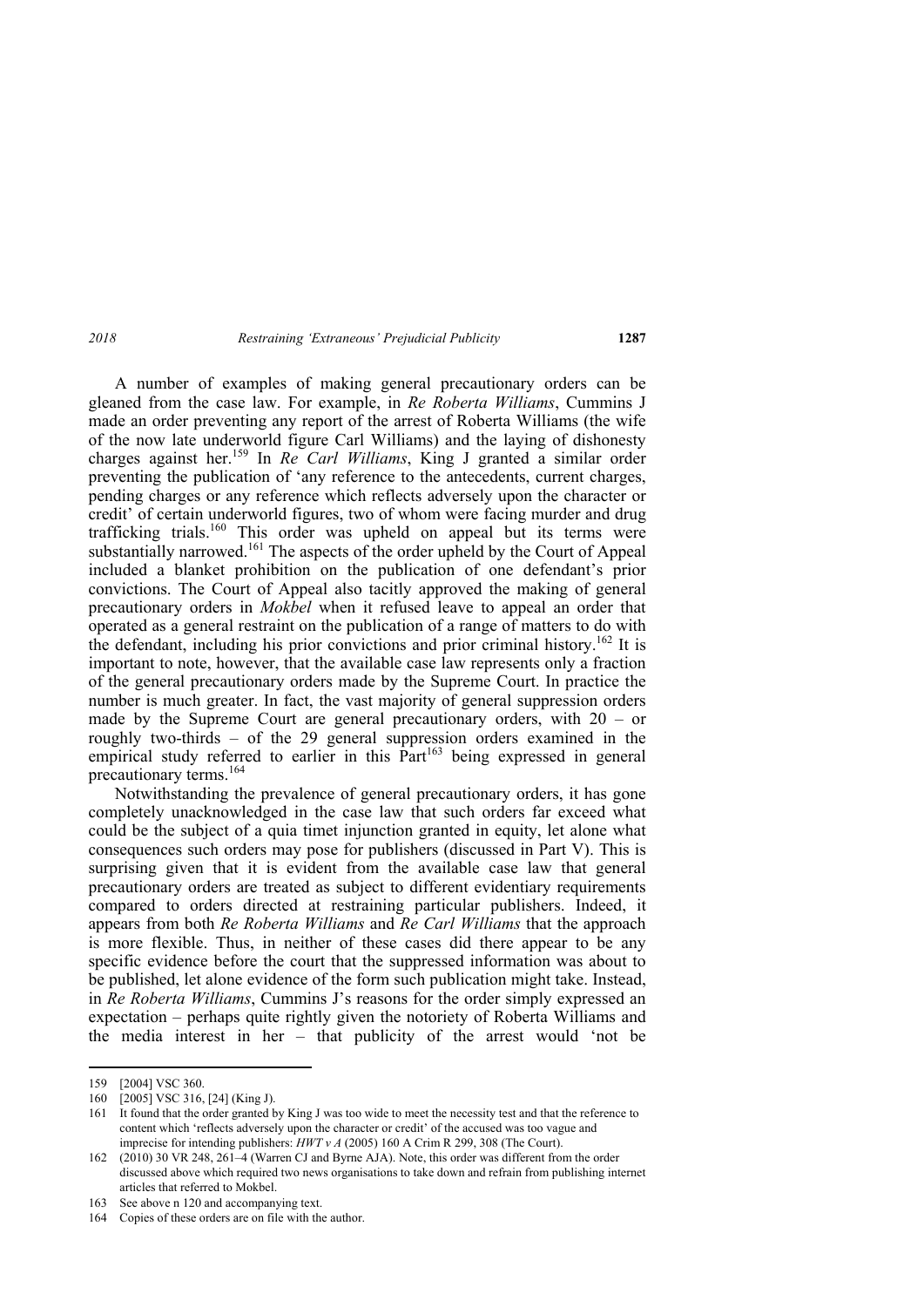A number of examples of making general precautionary orders can be gleaned from the case law. For example, in *Re Roberta Williams*, Cummins J made an order preventing any report of the arrest of Roberta Williams (the wife of the now late underworld figure Carl Williams) and the laying of dishonesty charges against her.[159] In *Re Carl Williams*, King J granted a similar order preventing the publication of 'any reference to the antecedents, current charges, pending charges or any reference which reflects adversely upon the character or credit' of certain underworld figures, two of whom were facing murder and drug trafficking trials.[160] This order was upheld on appeal but its terms were substantially narrowed.[161] The aspects of the order upheld by the Court of Appeal included a blanket prohibition on the publication of one defendant's prior convictions. The Court of Appeal also tacitly approved the making of general precautionary orders in *Mokbel* when it refused leave to appeal an order that operated as a general restraint on the publication of a range of matters to do with the defendant, including his prior convictions and prior criminal history.[162] It is important to note, however, that the available case law represents only a fraction of the general precautionary orders made by the Supreme Court. In practice the number is much greater. In fact, the vast majority of general suppression orders made by the Supreme Court are general precautionary orders, with 20 – or roughly two-thirds – of the 29 general suppression orders examined in the empirical study referred to earlier in this Part[163] being expressed in general precautionary terms.[164]

Notwithstanding the prevalence of general precautionary orders, it has gone completely unacknowledged in the case law that such orders far exceed what could be the subject of a quia timet injunction granted in equity, let alone what consequences such orders may pose for publishers (discussed in Part V). This is surprising given that it is evident from the available case law that general precautionary orders are treated as subject to different evidentiary requirements compared to orders directed at restraining particular publishers. Indeed, it appears from both *Re Roberta Williams* and *Re Carl Williams* that the approach is more flexible. Thus, in neither of these cases did there appear to be any specific evidence before the court that the suppressed information was about to be published, let alone evidence of the form such publication might take. Instead, in *Re Roberta Williams*, Cummins J's reasons for the order simply expressed an expectation – perhaps quite rightly given the notoriety of Roberta Williams and the media interest in her – that publicity of the arrest would 'not be

---

159 [2004] VSC 360.

160 [2005] VSC 316, [24] (King J).

161 It found that the order granted by King J was too wide to meet the necessity test and that the reference to content which 'reflects adversely upon the character or credit' of the accused was too vague and imprecise for intending publishers: *HWT v A* (2005) 160 A Crim R 299, 308 (The Court).

162 (2010) 30 VR 248, 261–4 (Warren CJ and Byrne AJA). Note, this order was different from the order discussed above which required two news organisations to take down and refrain from publishing internet articles that referred to Mokbel.

163 See above n 120 and accompanying text.

164 Copies of these orders are on file with the author.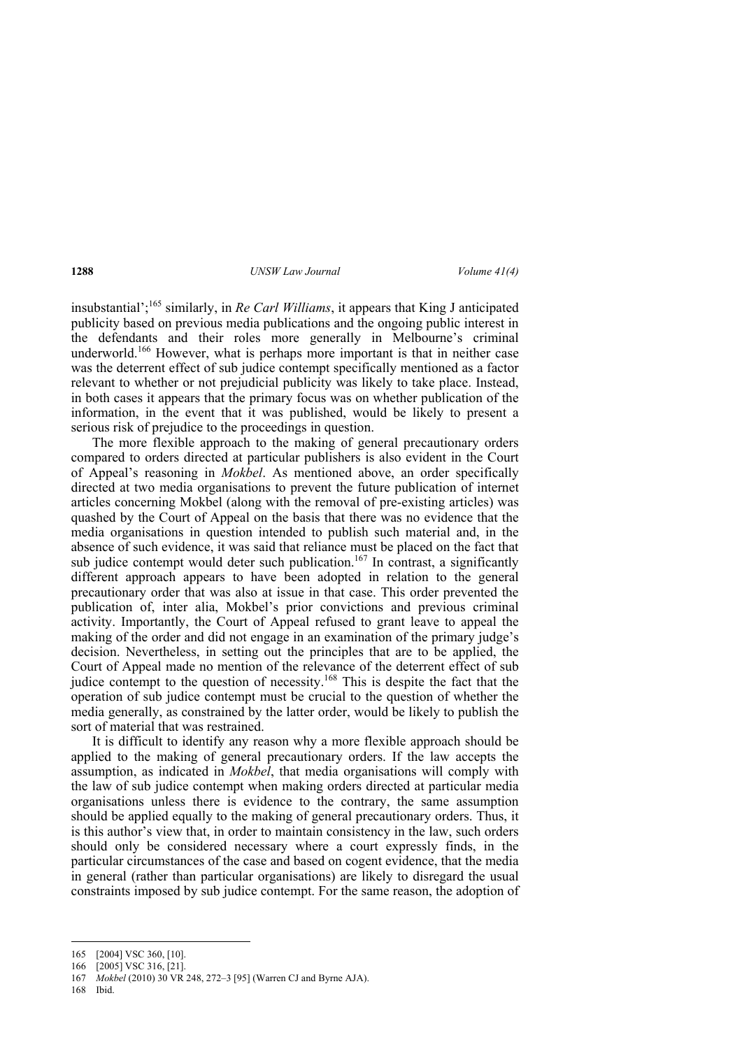insubstantial';[165] similarly, in *Re Carl Williams*, it appears that King J anticipated publicity based on previous media publications and the ongoing public interest in the defendants and their roles more generally in Melbourne's criminal underworld.[166] However, what is perhaps more important is that in neither case was the deterrent effect of sub judice contempt specifically mentioned as a factor relevant to whether or not prejudicial publicity was likely to take place. Instead, in both cases it appears that the primary focus was on whether publication of the information, in the event that it was published, would be likely to present a serious risk of prejudice to the proceedings in question.

The more flexible approach to the making of general precautionary orders compared to orders directed at particular publishers is also evident in the Court of Appeal's reasoning in *Mokbel*. As mentioned above, an order specifically directed at two media organisations to prevent the future publication of internet articles concerning Mokbel (along with the removal of pre-existing articles) was quashed by the Court of Appeal on the basis that there was no evidence that the media organisations in question intended to publish such material and, in the absence of such evidence, it was said that reliance must be placed on the fact that sub judice contempt would deter such publication.[167] In contrast, a significantly different approach appears to have been adopted in relation to the general precautionary order that was also at issue in that case. This order prevented the publication of, inter alia, Mokbel's prior convictions and previous criminal activity. Importantly, the Court of Appeal refused to grant leave to appeal the making of the order and did not engage in an examination of the primary judge's decision. Nevertheless, in setting out the principles that are to be applied, the Court of Appeal made no mention of the relevance of the deterrent effect of sub judice contempt to the question of necessity.[168] This is despite the fact that the operation of sub judice contempt must be crucial to the question of whether the media generally, as constrained by the latter order, would be likely to publish the sort of material that was restrained.

It is difficult to identify any reason why a more flexible approach should be applied to the making of general precautionary orders. If the law accepts the assumption, as indicated in *Mokbel*, that media organisations will comply with the law of sub judice contempt when making orders directed at particular media organisations unless there is evidence to the contrary, the same assumption should be applied equally to the making of general precautionary orders. Thus, it is this author's view that, in order to maintain consistency in the law, such orders should only be considered necessary where a court expressly finds, in the particular circumstances of the case and based on cogent evidence, that the media in general (rather than particular organisations) are likely to disregard the usual constraints imposed by sub judice contempt. For the same reason, the adoption of

---

165 [2004] VSC 360, [10].

166 [2005] VSC 316, [21].

167 *Mokbel* (2010) 30 VR 248, 272–3 [95] (Warren CJ and Byrne AJA).

168 Ibid.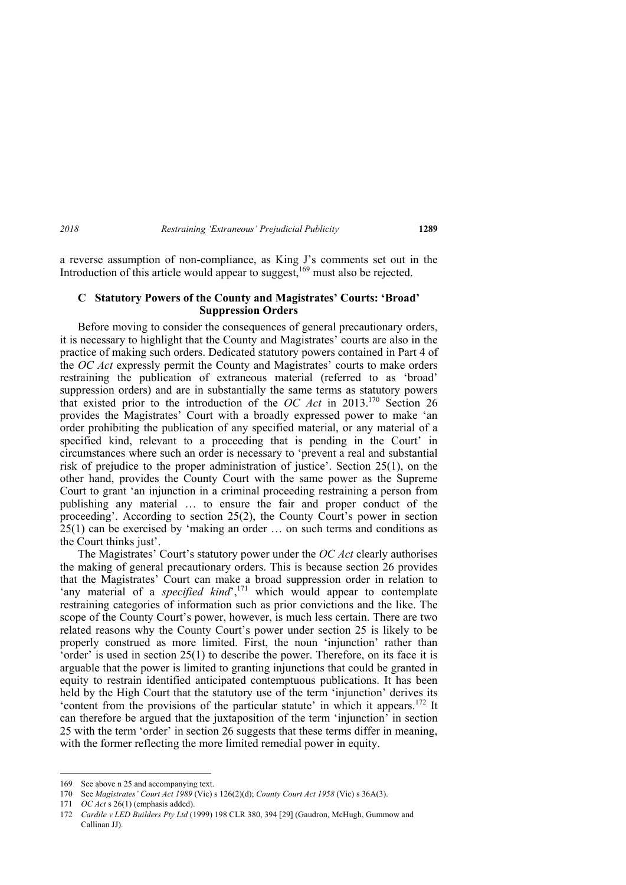a reverse assumption of non-compliance, as King J's comments set out in the Introduction of this article would appear to suggest,[169] must also be rejected.

### C Statutory Powers of the County and Magistrates' Courts: 'Broad' Suppression Orders

Before moving to consider the consequences of general precautionary orders, it is necessary to highlight that the County and Magistrates' courts are also in the practice of making such orders. Dedicated statutory powers contained in Part 4 of the *OC Act* expressly permit the County and Magistrates' courts to make orders restraining the publication of extraneous material (referred to as 'broad' suppression orders) and are in substantially the same terms as statutory powers that existed prior to the introduction of the *OC Act* in 2013.[170] Section 26 provides the Magistrates' Court with a broadly expressed power to make 'an order prohibiting the publication of any specified material, or any material of a specified kind, relevant to a proceeding that is pending in the Court' in circumstances where such an order is necessary to 'prevent a real and substantial risk of prejudice to the proper administration of justice'. Section 25(1), on the other hand, provides the County Court with the same power as the Supreme Court to grant 'an injunction in a criminal proceeding restraining a person from publishing any material … to ensure the fair and proper conduct of the proceeding'. According to section 25(2), the County Court's power in section 25(1) can be exercised by 'making an order … on such terms and conditions as the Court thinks just'.

The Magistrates' Court's statutory power under the *OC Act* clearly authorises the making of general precautionary orders. This is because section 26 provides that the Magistrates' Court can make a broad suppression order in relation to 'any material of a *specified kind*',[171] which would appear to contemplate restraining categories of information such as prior convictions and the like. The scope of the County Court's power, however, is much less certain. There are two related reasons why the County Court's power under section 25 is likely to be properly construed as more limited. First, the noun 'injunction' rather than 'order' is used in section 25(1) to describe the power. Therefore, on its face it is arguable that the power is limited to granting injunctions that could be granted in equity to restrain identified anticipated contemptuous publications. It has been held by the High Court that the statutory use of the term 'injunction' derives its 'content from the provisions of the particular statute' in which it appears.[172] It can therefore be argued that the juxtaposition of the term 'injunction' in section 25 with the term 'order' in section 26 suggests that these terms differ in meaning, with the former reflecting the more limited remedial power in equity.

---

169 See above n 25 and accompanying text.

170 See *Magistrates' Court Act 1989* (Vic) s 126(2)(d); *County Court Act 1958* (Vic) s 36A(3).

171 *OC Act* s 26(1) (emphasis added).

172 *Cardile v LED Builders Pty Ltd* (1999) 198 CLR 380, 394 [29] (Gaudron, McHugh, Gummow and Callinan JJ).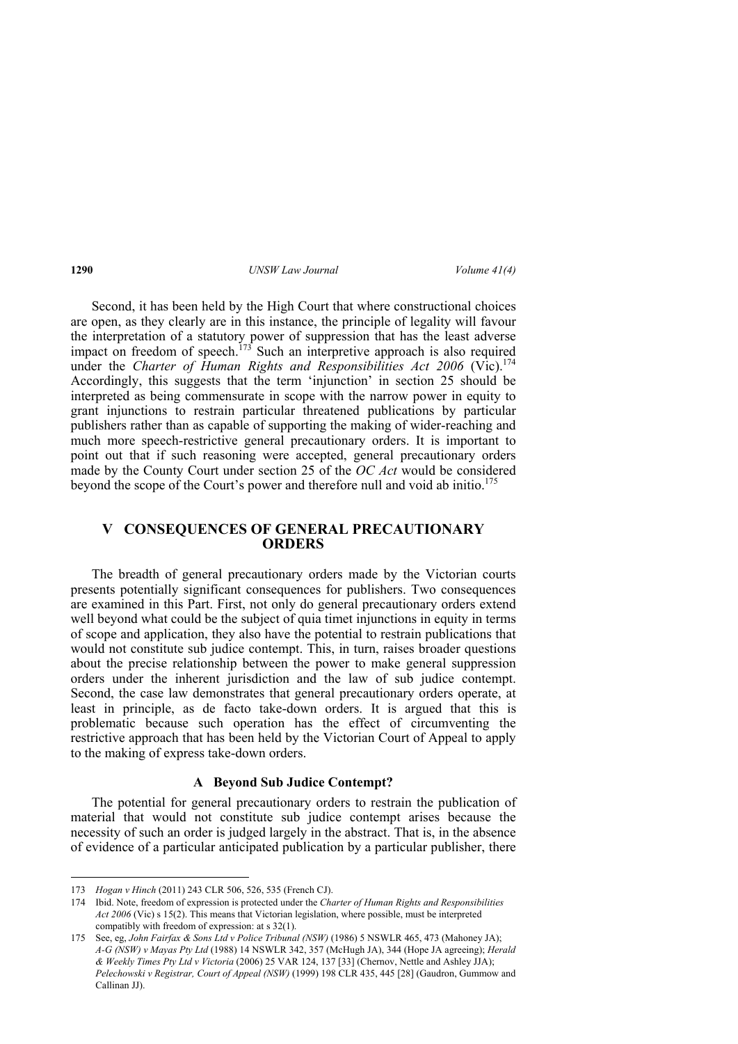Second, it has been held by the High Court that where constructional choices are open, as they clearly are in this instance, the principle of legality will favour the interpretation of a statutory power of suppression that has the least adverse impact on freedom of speech.[173] Such an interpretive approach is also required under the *Charter of Human Rights and Responsibilities Act 2006* (Vic).[174] Accordingly, this suggests that the term 'injunction' in section 25 should be interpreted as being commensurate in scope with the narrow power in equity to grant injunctions to restrain particular threatened publications by particular publishers rather than as capable of supporting the making of wider-reaching and much more speech-restrictive general precautionary orders. It is important to point out that if such reasoning were accepted, general precautionary orders made by the County Court under section 25 of the *OC Act* would be considered beyond the scope of the Court's power and therefore null and void ab initio.[175]

## V CONSEQUENCES OF GENERAL PRECAUTIONARY ORDERS

The breadth of general precautionary orders made by the Victorian courts presents potentially significant consequences for publishers. Two consequences are examined in this Part. First, not only do general precautionary orders extend well beyond what could be the subject of quia timet injunctions in equity in terms of scope and application, they also have the potential to restrain publications that would not constitute sub judice contempt. This, in turn, raises broader questions about the precise relationship between the power to make general suppression orders under the inherent jurisdiction and the law of sub judice contempt. Second, the case law demonstrates that general precautionary orders operate, at least in principle, as de facto take-down orders. It is argued that this is problematic because such operation has the effect of circumventing the restrictive approach that has been held by the Victorian Court of Appeal to apply to the making of express take-down orders.

### A Beyond Sub Judice Contempt?

The potential for general precautionary orders to restrain the publication of material that would not constitute sub judice contempt arises because the necessity of such an order is judged largely in the abstract. That is, in the absence of evidence of a particular anticipated publication by a particular publisher, there

---

173 *Hogan v Hinch* (2011) 243 CLR 506, 526, 535 (French CJ).

174 Ibid. Note, freedom of expression is protected under the *Charter of Human Rights and Responsibilities Act 2006* (Vic) s 15(2). This means that Victorian legislation, where possible, must be interpreted compatibly with freedom of expression: at s 32(1).

175 See, eg, *John Fairfax & Sons Ltd v Police Tribunal (NSW)* (1986) 5 NSWLR 465, 473 (Mahoney JA); *A-G (NSW) v Mayas Pty Ltd* (1988) 14 NSWLR 342, 357 (McHugh JA), 344 (Hope JA agreeing); *Herald & Weekly Times Pty Ltd v Victoria* (2006) 25 VAR 124, 137 [33] (Chernov, Nettle and Ashley JJA); *Pelechowski v Registrar, Court of Appeal (NSW)* (1999) 198 CLR 435, 445 [28] (Gaudron, Gummow and Callinan JJ).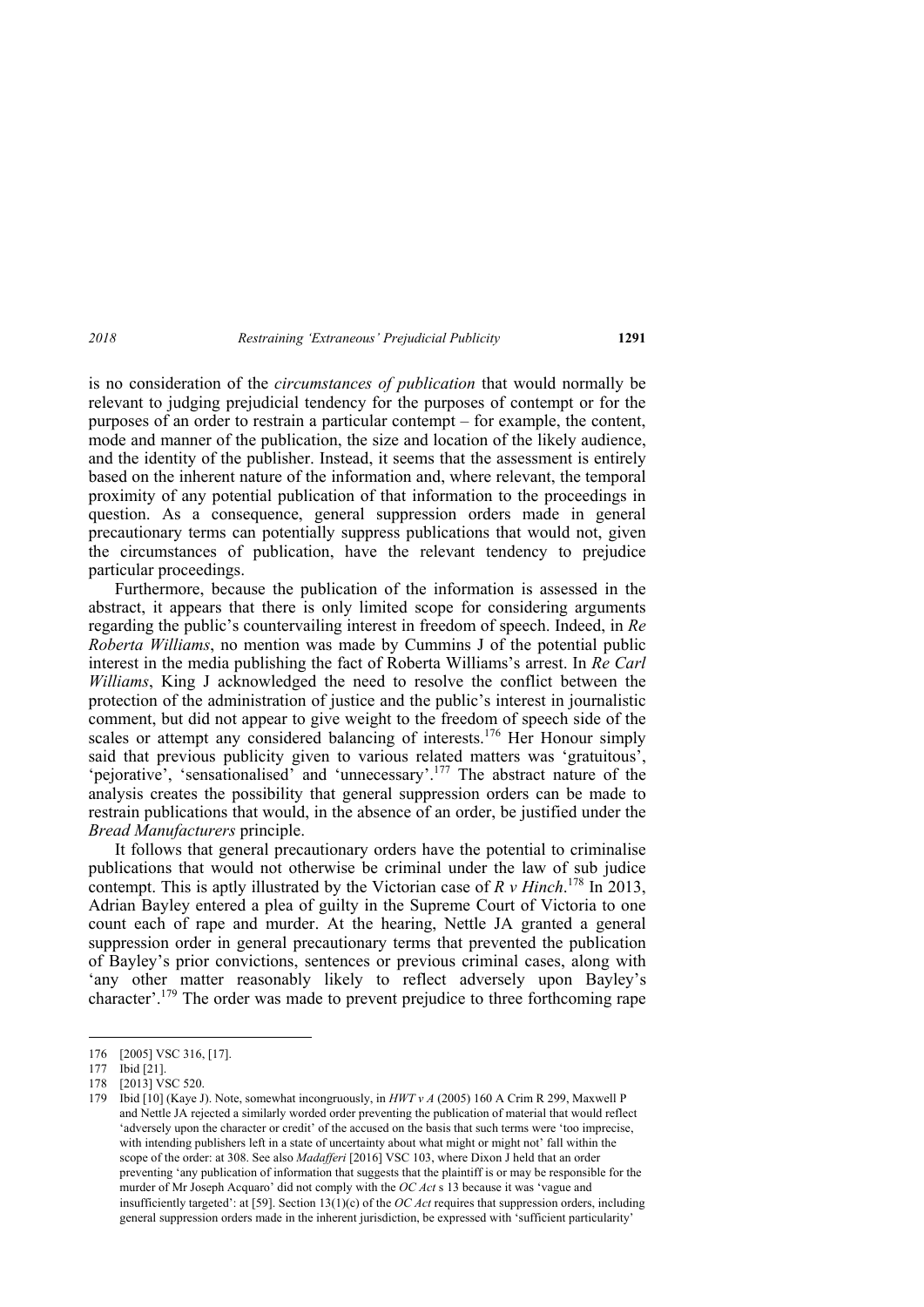is no consideration of the *circumstances of publication* that would normally be relevant to judging prejudicial tendency for the purposes of contempt or for the purposes of an order to restrain a particular contempt – for example, the content, mode and manner of the publication, the size and location of the likely audience, and the identity of the publisher. Instead, it seems that the assessment is entirely based on the inherent nature of the information and, where relevant, the temporal proximity of any potential publication of that information to the proceedings in question. As a consequence, general suppression orders made in general precautionary terms can potentially suppress publications that would not, given the circumstances of publication, have the relevant tendency to prejudice particular proceedings.

Furthermore, because the publication of the information is assessed in the abstract, it appears that there is only limited scope for considering arguments regarding the public's countervailing interest in freedom of speech. Indeed, in *Re Roberta Williams*, no mention was made by Cummins J of the potential public interest in the media publishing the fact of Roberta Williams's arrest. In *Re Carl Williams*, King J acknowledged the need to resolve the conflict between the protection of the administration of justice and the public's interest in journalistic comment, but did not appear to give weight to the freedom of speech side of the scales or attempt any considered balancing of interests.[176] Her Honour simply said that previous publicity given to various related matters was 'gratuitous', 'pejorative', 'sensationalised' and 'unnecessary'.[177] The abstract nature of the analysis creates the possibility that general suppression orders can be made to restrain publications that would, in the absence of an order, be justified under the *Bread Manufacturers* principle.

It follows that general precautionary orders have the potential to criminalise publications that would not otherwise be criminal under the law of sub judice contempt. This is aptly illustrated by the Victorian case of *R v Hinch*.[178] In 2013, Adrian Bayley entered a plea of guilty in the Supreme Court of Victoria to one count each of rape and murder. At the hearing, Nettle JA granted a general suppression order in general precautionary terms that prevented the publication of Bayley's prior convictions, sentences or previous criminal cases, along with 'any other matter reasonably likely to reflect adversely upon Bayley's character'.[179] The order was made to prevent prejudice to three forthcoming rape

---

176 [2005] VSC 316, [17].

177 Ibid [21].

178 [2013] VSC 520.

179 Ibid [10] (Kaye J). Note, somewhat incongruously, in *HWT v A* (2005) 160 A Crim R 299, Maxwell P and Nettle JA rejected a similarly worded order preventing the publication of material that would reflect 'adversely upon the character or credit' of the accused on the basis that such terms were 'too imprecise, with intending publishers left in a state of uncertainty about what might or might not' fall within the scope of the order: at 308. See also *Madafferi* [2016] VSC 103, where Dixon J held that an order preventing 'any publication of information that suggests that the plaintiff is or may be responsible for the murder of Mr Joseph Acquaro' did not comply with the *OC Act* s 13 because it was 'vague and insufficiently targeted': at [59]. Section 13(1)(c) of the *OC Act* requires that suppression orders, including general suppression orders made in the inherent jurisdiction, be expressed with 'sufficient particularity'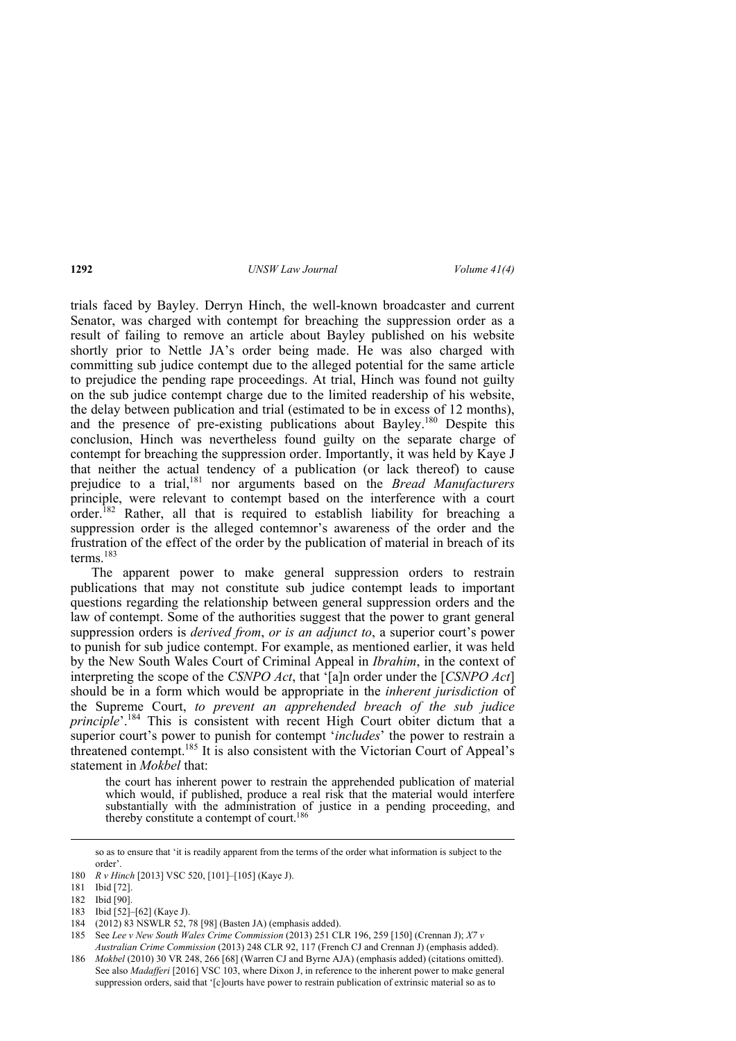trials faced by Bayley. Derryn Hinch, the well-known broadcaster and current Senator, was charged with contempt for breaching the suppression order as a result of failing to remove an article about Bayley published on his website shortly prior to Nettle JA's order being made. He was also charged with committing sub judice contempt due to the alleged potential for the same article to prejudice the pending rape proceedings. At trial, Hinch was found not guilty on the sub judice contempt charge due to the limited readership of his website, the delay between publication and trial (estimated to be in excess of 12 months), and the presence of pre-existing publications about Bayley.[180] Despite this conclusion, Hinch was nevertheless found guilty on the separate charge of contempt for breaching the suppression order. Importantly, it was held by Kaye J that neither the actual tendency of a publication (or lack thereof) to cause prejudice to a trial,[181] nor arguments based on the *Bread Manufacturers* principle, were relevant to contempt based on the interference with a court order.[182] Rather, all that is required to establish liability for breaching a suppression order is the alleged contemnor's awareness of the order and the frustration of the effect of the order by the publication of material in breach of its terms.[183]

The apparent power to make general suppression orders to restrain publications that may not constitute sub judice contempt leads to important questions regarding the relationship between general suppression orders and the law of contempt. Some of the authorities suggest that the power to grant general suppression orders is *derived from*, *or is an adjunct to*, a superior court's power to punish for sub judice contempt. For example, as mentioned earlier, it was held by the New South Wales Court of Criminal Appeal in *Ibrahim*, in the context of interpreting the scope of the *CSNPO Act*, that '[a]n order under the [*CSNPO Act*] should be in a form which would be appropriate in the *inherent jurisdiction* of the Supreme Court, *to prevent an apprehended breach of the sub judice principle*'.[184] This is consistent with recent High Court obiter dictum that a superior court's power to punish for contempt '*includes*' the power to restrain a threatened contempt.[185] It is also consistent with the Victorian Court of Appeal's statement in *Mokbel* that:

> the court has inherent power to restrain the apprehended publication of material which would, if published, produce a real risk that the material would interfere substantially with the administration of justice in a pending proceeding, and thereby constitute a contempt of court.[186]

---

so as to ensure that 'it is readily apparent from the terms of the order what information is subject to the order'.

180 *R v Hinch* [2013] VSC 520, [101]–[105] (Kaye J).

181 Ibid [72].

182 Ibid [90].

183 Ibid [52]–[62] (Kaye J).

184 (2012) 83 NSWLR 52, 78 [98] (Basten JA) (emphasis added).

185 See *Lee v New South Wales Crime Commission* (2013) 251 CLR 196, 259 [150] (Crennan J); *X7 v Australian Crime Commission* (2013) 248 CLR 92, 117 (French CJ and Crennan J) (emphasis added).

186 *Mokbel* (2010) 30 VR 248, 266 [68] (Warren CJ and Byrne AJA) (emphasis added) (citations omitted). See also *Madafferi* [2016] VSC 103, where Dixon J, in reference to the inherent power to make general suppression orders, said that '[c]ourts have power to restrain publication of extrinsic material so as to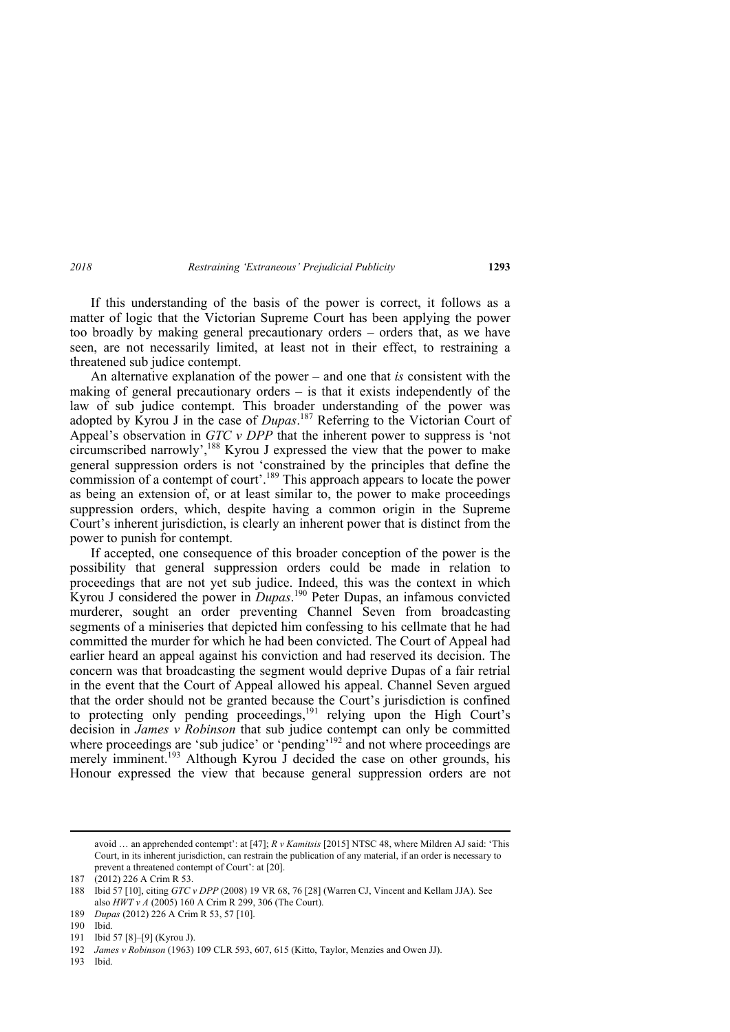If this understanding of the basis of the power is correct, it follows as a matter of logic that the Victorian Supreme Court has been applying the power too broadly by making general precautionary orders – orders that, as we have seen, are not necessarily limited, at least not in their effect, to restraining a threatened sub judice contempt.

An alternative explanation of the power – and one that *is* consistent with the making of general precautionary orders – is that it exists independently of the law of sub judice contempt. This broader understanding of the power was adopted by Kyrou J in the case of *Dupas*.[187] Referring to the Victorian Court of Appeal's observation in *GTC v DPP* that the inherent power to suppress is 'not circumscribed narrowly',[188] Kyrou J expressed the view that the power to make general suppression orders is not 'constrained by the principles that define the commission of a contempt of court'.[189] This approach appears to locate the power as being an extension of, or at least similar to, the power to make proceedings suppression orders, which, despite having a common origin in the Supreme Court's inherent jurisdiction, is clearly an inherent power that is distinct from the power to punish for contempt.

If accepted, one consequence of this broader conception of the power is the possibility that general suppression orders could be made in relation to proceedings that are not yet sub judice. Indeed, this was the context in which Kyrou J considered the power in *Dupas*.[190] Peter Dupas, an infamous convicted murderer, sought an order preventing Channel Seven from broadcasting segments of a miniseries that depicted him confessing to his cellmate that he had committed the murder for which he had been convicted. The Court of Appeal had earlier heard an appeal against his conviction and had reserved its decision. The concern was that broadcasting the segment would deprive Dupas of a fair retrial in the event that the Court of Appeal allowed his appeal. Channel Seven argued that the order should not be granted because the Court's jurisdiction is confined to protecting only pending proceedings,[191] relying upon the High Court's decision in *James v Robinson* that sub judice contempt can only be committed where proceedings are 'sub judice' or 'pending'[192] and not where proceedings are merely imminent.[193] Although Kyrou J decided the case on other grounds, his Honour expressed the view that because general suppression orders are not

---

avoid … an apprehended contempt': at [47]; *R v Kamitsis* [2015] NTSC 48, where Mildren AJ said: 'This Court, in its inherent jurisdiction, can restrain the publication of any material, if an order is necessary to prevent a threatened contempt of Court': at [20].

187 (2012) 226 A Crim R 53.

188 Ibid 57 [10], citing *GTC v DPP* (2008) 19 VR 68, 76 [28] (Warren CJ, Vincent and Kellam JJA). See also *HWT v A* (2005) 160 A Crim R 299, 306 (The Court).

189 *Dupas* (2012) 226 A Crim R 53, 57 [10].

190 Ibid.

191 Ibid 57 [8]–[9] (Kyrou J).

192 *James v Robinson* (1963) 109 CLR 593, 607, 615 (Kitto, Taylor, Menzies and Owen JJ).

193 Ibid.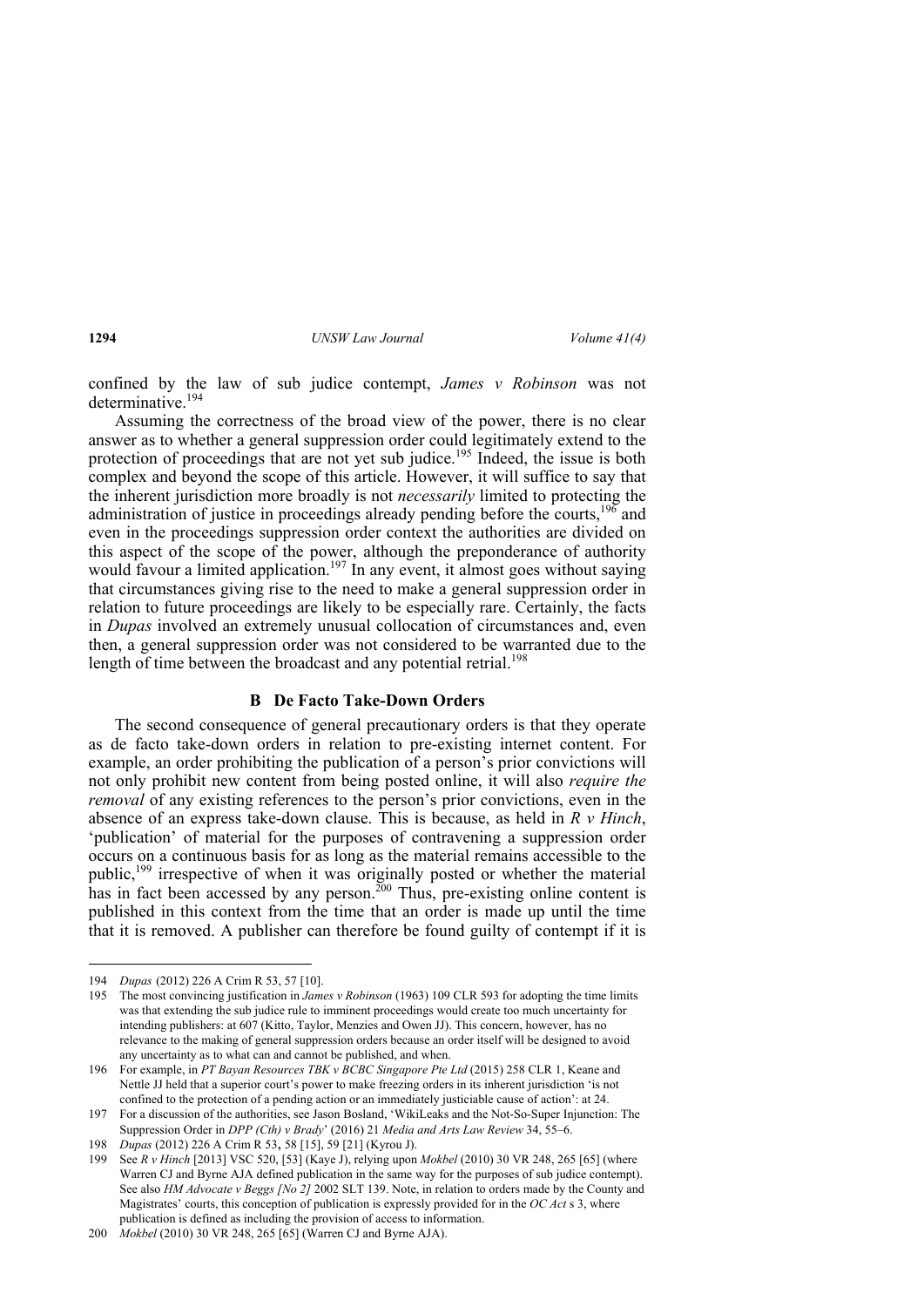confined by the law of sub judice contempt, *James v Robinson* was not determinative.[194]

Assuming the correctness of the broad view of the power, there is no clear answer as to whether a general suppression order could legitimately extend to the protection of proceedings that are not yet sub judice.[195] Indeed, the issue is both complex and beyond the scope of this article. However, it will suffice to say that the inherent jurisdiction more broadly is not *necessarily* limited to protecting the administration of justice in proceedings already pending before the courts,[196] and even in the proceedings suppression order context the authorities are divided on this aspect of the scope of the power, although the preponderance of authority would favour a limited application.[197] In any event, it almost goes without saying that circumstances giving rise to the need to make a general suppression order in relation to future proceedings are likely to be especially rare. Certainly, the facts in *Dupas* involved an extremely unusual collocation of circumstances and, even then, a general suppression order was not considered to be warranted due to the length of time between the broadcast and any potential retrial.[198]

### B De Facto Take-Down Orders

The second consequence of general precautionary orders is that they operate as de facto take-down orders in relation to pre-existing internet content. For example, an order prohibiting the publication of a person's prior convictions will not only prohibit new content from being posted online, it will also *require the removal* of any existing references to the person's prior convictions, even in the absence of an express take-down clause. This is because, as held in *R v Hinch*, 'publication' of material for the purposes of contravening a suppression order occurs on a continuous basis for as long as the material remains accessible to the public,[199] irrespective of when it was originally posted or whether the material has in fact been accessed by any person.[200] Thus, pre-existing online content is published in this context from the time that an order is made up until the time that it is removed. A publisher can therefore be found guilty of contempt if it is

---

194 *Dupas* (2012) 226 A Crim R 53, 57 [10].

195 The most convincing justification in *James v Robinson* (1963) 109 CLR 593 for adopting the time limits was that extending the sub judice rule to imminent proceedings would create too much uncertainty for intending publishers: at 607 (Kitto, Taylor, Menzies and Owen JJ). This concern, however, has no relevance to the making of general suppression orders because an order itself will be designed to avoid any uncertainty as to what can and cannot be published, and when.

196 For example, in *PT Bayan Resources TBK v BCBC Singapore Pte Ltd* (2015) 258 CLR 1, Keane and Nettle JJ held that a superior court's power to make freezing orders in its inherent jurisdiction 'is not confined to the protection of a pending action or an immediately justiciable cause of action': at 24.

197 For a discussion of the authorities, see Jason Bosland, 'WikiLeaks and the Not-So-Super Injunction: The Suppression Order in *DPP (Cth) v Brady*' (2016) 21 *Media and Arts Law Review* 34, 55–6.

198 *Dupas* (2012) 226 A Crim R 53, 58 [15], 59 [21] (Kyrou J).

199 See *R v Hinch* [2013] VSC 520, [53] (Kaye J), relying upon *Mokbel* (2010) 30 VR 248, 265 [65] (where Warren CJ and Byrne AJA defined publication in the same way for the purposes of sub judice contempt). See also *HM Advocate v Beggs [No 2]* 2002 SLT 139. Note, in relation to orders made by the County and Magistrates' courts, this conception of publication is expressly provided for in the *OC Act* s 3, where publication is defined as including the provision of access to information.

200 *Mokbel* (2010) 30 VR 248, 265 [65] (Warren CJ and Byrne AJA).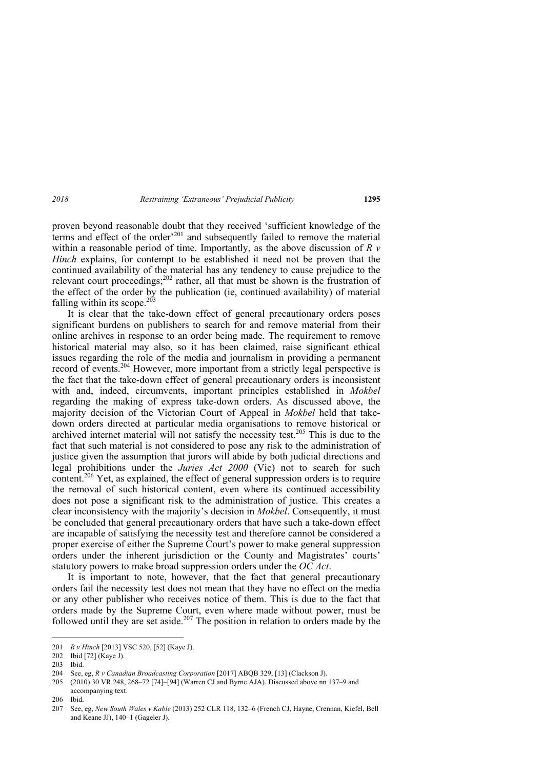proven beyond reasonable doubt that they received 'sufficient knowledge of the terms and effect of the order'[201] and subsequently failed to remove the material within a reasonable period of time. Importantly, as the above discussion of *R v Hinch* explains, for contempt to be established it need not be proven that the continued availability of the material has any tendency to cause prejudice to the relevant court proceedings;[202] rather, all that must be shown is the frustration of the effect of the order by the publication (ie, continued availability) of material falling within its scope.[203]

It is clear that the take-down effect of general precautionary orders poses significant burdens on publishers to search for and remove material from their online archives in response to an order being made. The requirement to remove historical material may also, so it has been claimed, raise significant ethical issues regarding the role of the media and journalism in providing a permanent record of events.[204] However, more important from a strictly legal perspective is the fact that the take-down effect of general precautionary orders is inconsistent with and, indeed, circumvents, important principles established in *Mokbel* regarding the making of express take-down orders. As discussed above, the majority decision of the Victorian Court of Appeal in *Mokbel* held that take-down orders directed at particular media organisations to remove historical or archived internet material will not satisfy the necessity test.[205] This is due to the fact that such material is not considered to pose any risk to the administration of justice given the assumption that jurors will abide by both judicial directions and legal prohibitions under the *Juries Act 2000* (Vic) not to search for such content.[206] Yet, as explained, the effect of general suppression orders is to require the removal of such historical content, even where its continued accessibility does not pose a significant risk to the administration of justice. This creates a clear inconsistency with the majority's decision in *Mokbel*. Consequently, it must be concluded that general precautionary orders that have such a take-down effect are incapable of satisfying the necessity test and therefore cannot be considered a proper exercise of either the Supreme Court's power to make general suppression orders under the inherent jurisdiction or the County and Magistrates' courts' statutory powers to make broad suppression orders under the *OC Act*.

It is important to note, however, that the fact that general precautionary orders fail the necessity test does not mean that they have no effect on the media or any other publisher who receives notice of them. This is due to the fact that orders made by the Supreme Court, even where made without power, must be followed until they are set aside.[207] The position in relation to orders made by the

---

201 *R v Hinch* [2013] VSC 520, [52] (Kaye J).

202 Ibid [72] (Kaye J).

203 Ibid.

204 See, eg, *R v Canadian Broadcasting Corporation* [2017] ABQB 329, [13] (Clackson J).

205 (2010) 30 VR 248, 268–72 [74]–[94] (Warren CJ and Byrne AJA). Discussed above nn 137–9 and accompanying text.

206 Ibid.

207 See, eg, *New South Wales v Kable* (2013) 252 CLR 118, 132–6 (French CJ, Hayne, Crennan, Kiefel, Bell and Keane JJ), 140–1 (Gageler J).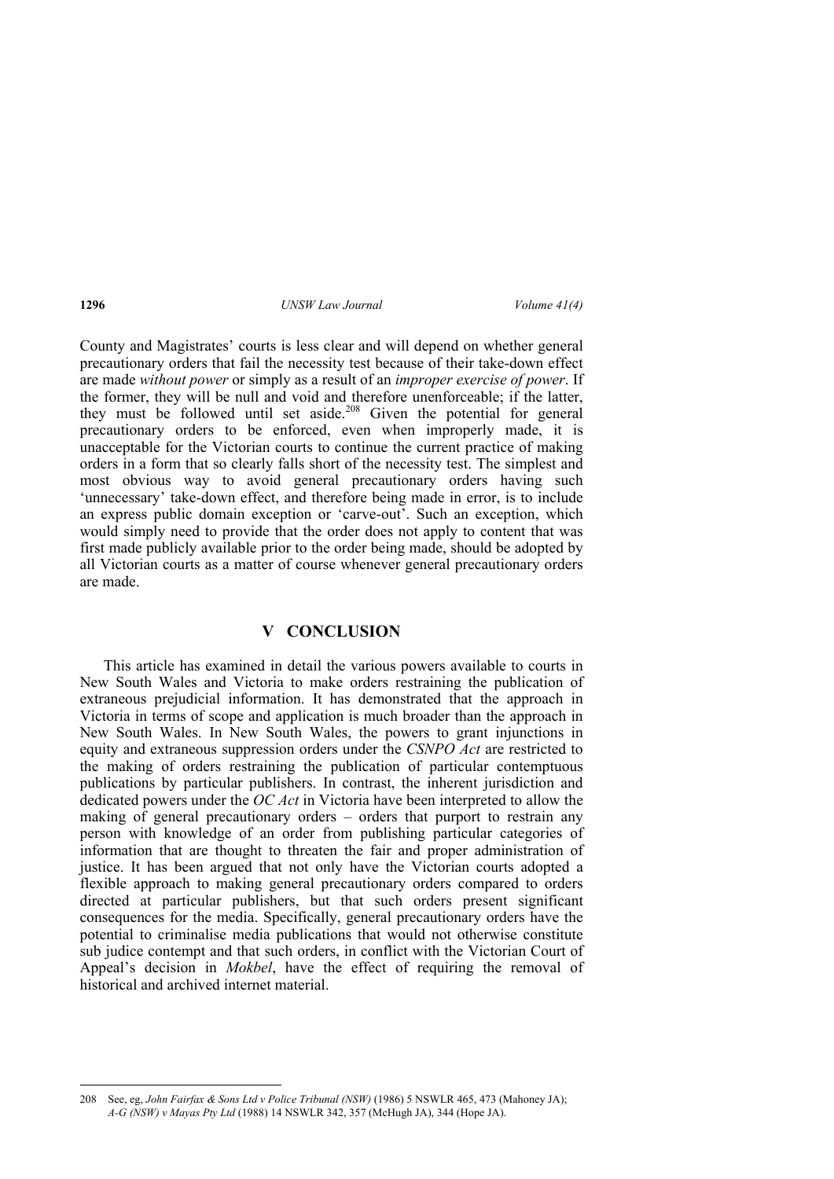County and Magistrates' courts is less clear and will depend on whether general precautionary orders that fail the necessity test because of their take-down effect are made *without power* or simply as a result of an *improper exercise of power*. If the former, they will be null and void and therefore unenforceable; if the latter, they must be followed until set aside.[208] Given the potential for general precautionary orders to be enforced, even when improperly made, it is unacceptable for the Victorian courts to continue the current practice of making orders in a form that so clearly falls short of the necessity test. The simplest and most obvious way to avoid general precautionary orders having such 'unnecessary' take-down effect, and therefore being made in error, is to include an express public domain exception or 'carve-out'. Such an exception, which would simply need to provide that the order does not apply to content that was first made publicly available prior to the order being made, should be adopted by all Victorian courts as a matter of course whenever general precautionary orders are made.

## V CONCLUSION

This article has examined in detail the various powers available to courts in New South Wales and Victoria to make orders restraining the publication of extraneous prejudicial information. It has demonstrated that the approach in Victoria in terms of scope and application is much broader than the approach in New South Wales. In New South Wales, the powers to grant injunctions in equity and extraneous suppression orders under the *CSNPO Act* are restricted to the making of orders restraining the publication of particular contemptuous publications by particular publishers. In contrast, the inherent jurisdiction and dedicated powers under the *OC Act* in Victoria have been interpreted to allow the making of general precautionary orders – orders that purport to restrain any person with knowledge of an order from publishing particular categories of information that are thought to threaten the fair and proper administration of justice. It has been argued that not only have the Victorian courts adopted a flexible approach to making general precautionary orders compared to orders directed at particular publishers, but that such orders present significant consequences for the media. Specifically, general precautionary orders have the potential to criminalise media publications that would not otherwise constitute sub judice contempt and that such orders, in conflict with the Victorian Court of Appeal's decision in *Mokbel*, have the effect of requiring the removal of historical and archived internet material.

---

208 See, eg, *John Fairfax & Sons Ltd v Police Tribunal (NSW)* (1986) 5 NSWLR 465, 473 (Mahoney JA); *A-G (NSW) v Mayas Pty Ltd* (1988) 14 NSWLR 342, 357 (McHugh JA), 344 (Hope JA).